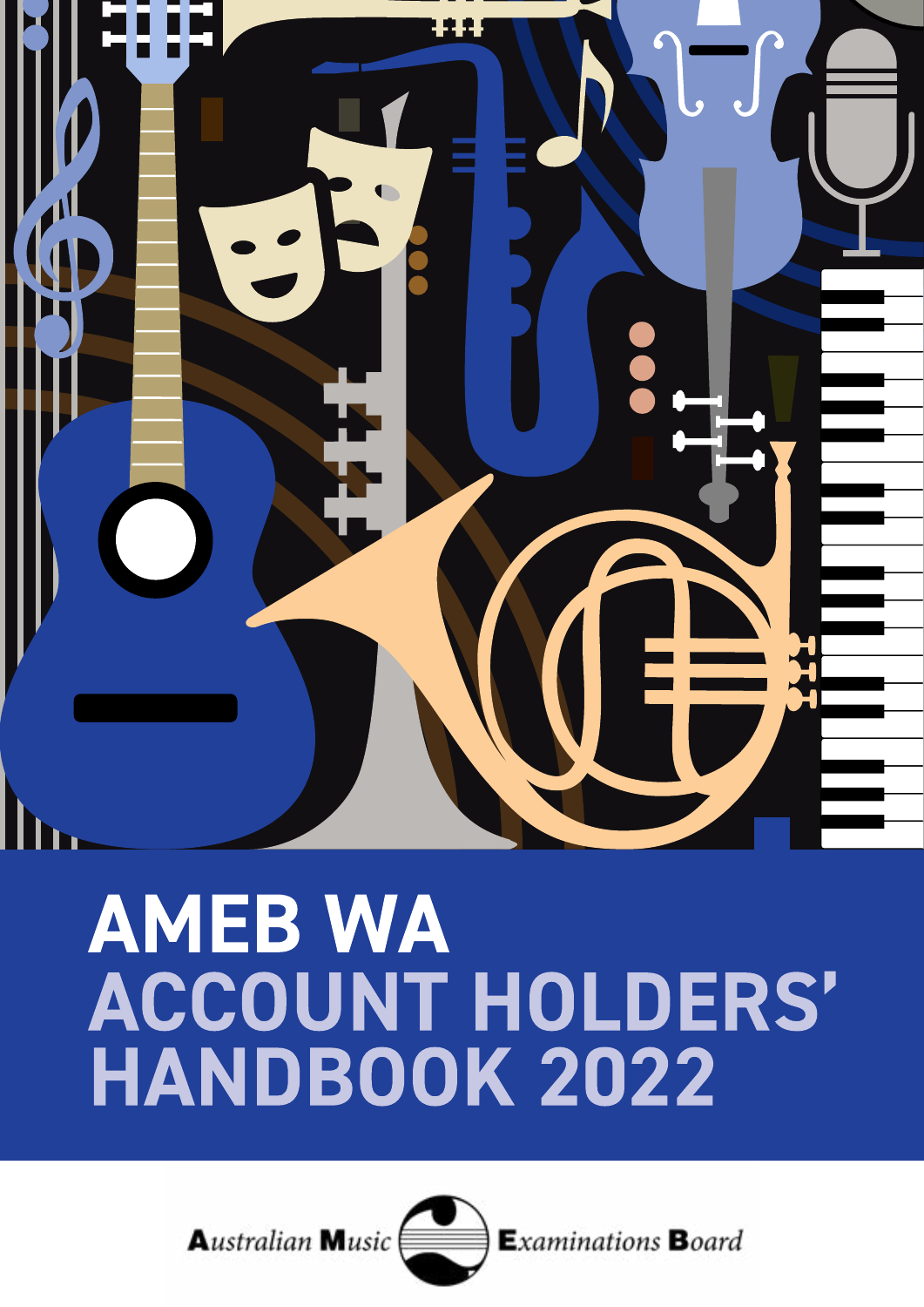# AMEB WA ACCOUNT HOLDERS' HANDBOOK 2022

Australian Music Examinations Board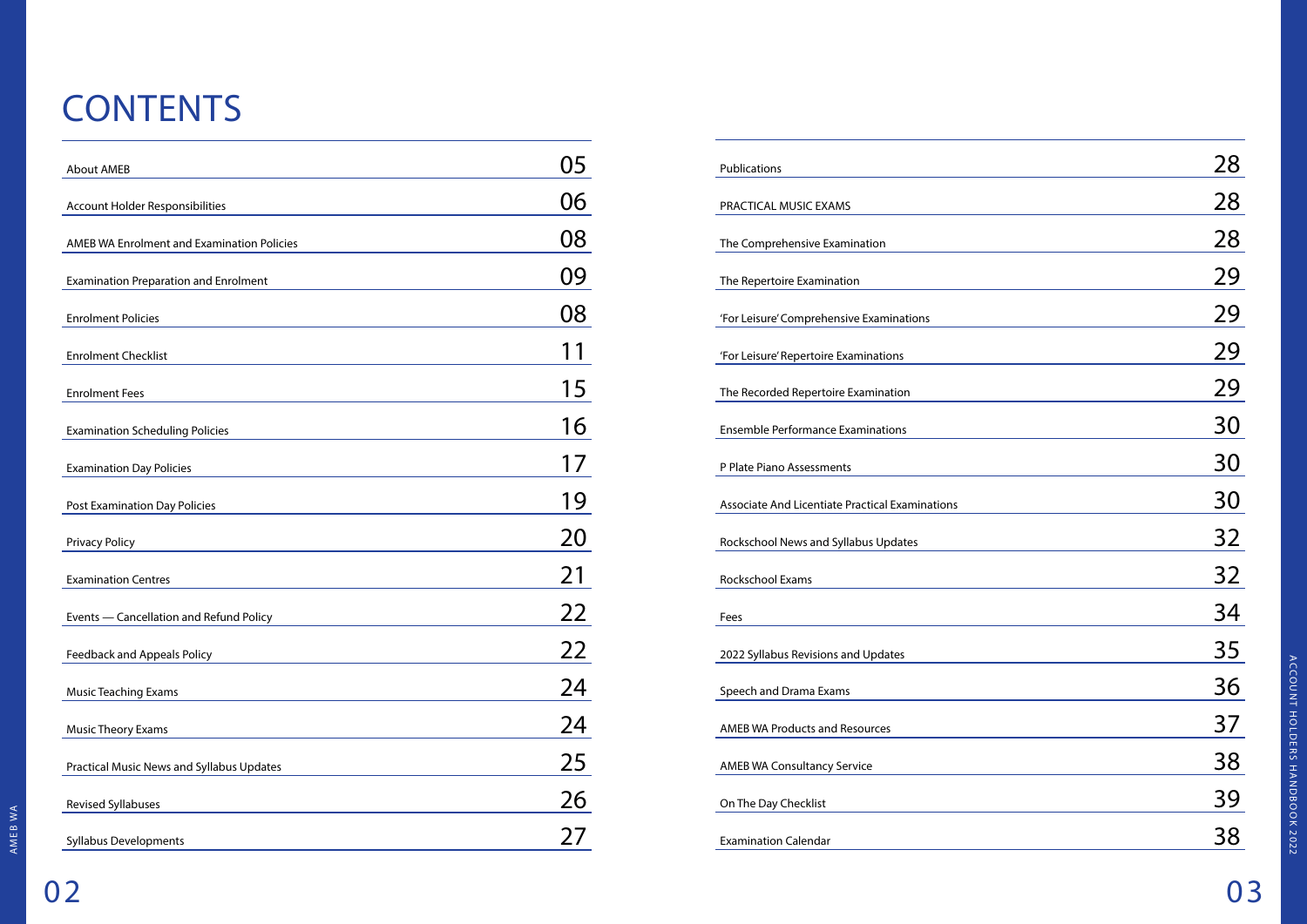# CONTENTS

| | |
|---|---|
| About AMEB | 05 |
| Account Holder Responsibilities | 06 |
| AMEB WA Enrolment and Examination Policies | 08 |
| Examination Preparation and Enrolment | 09 |
| Enrolment Policies | 08 |
| Enrolment Checklist | 11 |
| Enrolment Fees | 15 |
| Examination Scheduling Policies | 16 |
| Examination Day Policies | 17 |
| Post Examination Day Policies | 19 |
| Privacy Policy | 20 |
| Examination Centres | 21 |
| Events — Cancellation and Refund Policy | 22 |
| Feedback and Appeals Policy | 22 |
| Music Teaching Exams | 24 |
| Music Theory Exams | 24 |
| Practical Music News and Syllabus Updates | 25 |
| Revised Syllabuses | 26 |
| Syllabus Developments | 27 |
| Publications | 28 |
| PRACTICAL MUSIC EXAMS | 28 |
| The Comprehensive Examination | 28 |
| The Repertoire Examination | 29 |
| 'For Leisure' Comprehensive Examinations | 29 |
| 'For Leisure' Repertoire Examinations | 29 |
| The Recorded Repertoire Examination | 29 |
| Ensemble Performance Examinations | 30 |
| P Plate Piano Assessments | 30 |
| Associate And Licentiate Practical Examinations | 30 |
| Rockschool News and Syllabus Updates | 32 |
| Rockschool Exams | 32 |
| Fees | 34 |
| 2022 Syllabus Revisions and Updates | 35 |
| Speech and Drama Exams | 36 |
| AMEB WA Products and Resources | 37 |
| AMEB WA Consultancy Service | 38 |
| On The Day Checklist | 39 |
| Examination Calendar | 38 |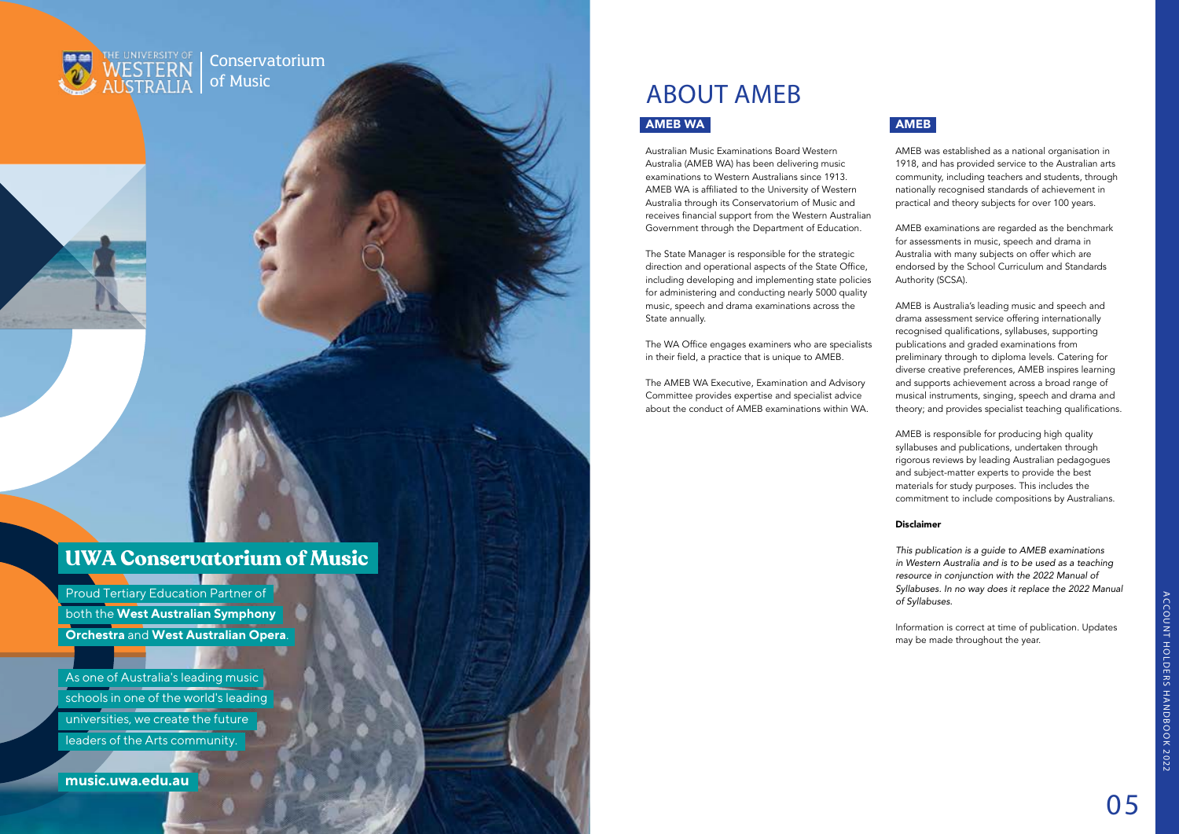THE UNIVERSITY OF WESTERN AUSTRALIA | Conservatorium of Music

## UWA Conservatorium of Music

Proud Tertiary Education Partner of both the **West Australian Symphony Orchestra** and **West Australian Opera**.

As one of Australia's leading music schools in one of the world's leading universities, we create the future leaders of the Arts community.

**music.uwa.edu.au**

# ABOUT AMEB

## AMEB WA

Australian Music Examinations Board Western Australia (AMEB WA) has been delivering music examinations to Western Australians since 1913. AMEB WA is affiliated to the University of Western Australia through its Conservatorium of Music and receives financial support from the Western Australian Government through the Department of Education.

The State Manager is responsible for the strategic direction and operational aspects of the State Office, including developing and implementing state policies for administering and conducting nearly 5000 quality music, speech and drama examinations across the State annually.

The WA Office engages examiners who are specialists in their field, a practice that is unique to AMEB.

The AMEB WA Executive, Examination and Advisory Committee provides expertise and specialist advice about the conduct of AMEB examinations within WA.

## AMEB

AMEB was established as a national organisation in 1918, and has provided service to the Australian arts community, including teachers and students, through nationally recognised standards of achievement in practical and theory subjects for over 100 years.

AMEB examinations are regarded as the benchmark for assessments in music, speech and drama in Australia with many subjects on offer which are endorsed by the School Curriculum and Standards Authority (SCSA).

AMEB is Australia's leading music and speech and drama assessment service offering internationally recognised qualifications, syllabuses, supporting publications and graded examinations from preliminary through to diploma levels. Catering for diverse creative preferences, AMEB inspires learning and supports achievement across a broad range of musical instruments, singing, speech and drama and theory; and provides specialist teaching qualifications.

AMEB is responsible for producing high quality syllabuses and publications, undertaken through rigorous reviews by leading Australian pedagogues and subject-matter experts to provide the best materials for study purposes. This includes the commitment to include compositions by Australians.

**Disclaimer**

*This publication is a guide to AMEB examinations in Western Australia and is to be used as a teaching resource in conjunction with the 2022 Manual of Syllabuses. In no way does it replace the 2022 Manual of Syllabuses.*

Information is correct at time of publication. Updates may be made throughout the year.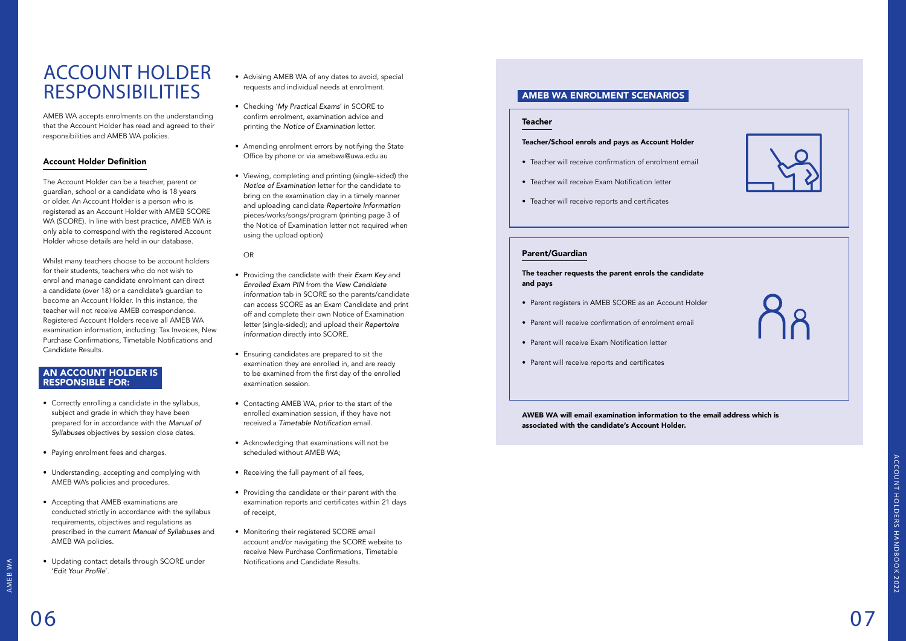# ACCOUNT HOLDER RESPONSIBILITIES

AMEB WA accepts enrolments on the understanding that the Account Holder has read and agreed to their responsibilities and AMEB WA policies.

### Account Holder Definition

The Account Holder can be a teacher, parent or guardian, school or a candidate who is 18 years or older. An Account Holder is a person who is registered as an Account Holder with AMEB SCORE WA (SCORE). In line with best practice, AMEB WA is only able to correspond with the registered Account Holder whose details are held in our database.

Whilst many teachers choose to be account holders for their students, teachers who do not wish to enrol and manage candidate enrolment can direct a candidate (over 18) or a candidate's guardian to become an Account Holder. In this instance, the teacher will not receive AMEB correspondence. Registered Account Holders receive all AMEB WA examination information, including: Tax Invoices, New Purchase Confirmations, Timetable Notifications and Candidate Results.

## AN ACCOUNT HOLDER IS RESPONSIBLE FOR:

- Correctly enrolling a candidate in the syllabus, subject and grade in which they have been prepared for in accordance with the *Manual of Syllabuses* objectives by session close dates.
- Paying enrolment fees and charges.
- Understanding, accepting and complying with AMEB WA's policies and procedures.
- Accepting that AMEB examinations are conducted strictly in accordance with the syllabus requirements, objectives and regulations as prescribed in the current *Manual of Syllabuses* and AMEB WA policies.
- Updating contact details through SCORE under '*Edit Your Profile*'.
- Advising AMEB WA of any dates to avoid, special requests and individual needs at enrolment.
- Checking '*My Practical Exams*' in SCORE to confirm enrolment, examination advice and printing the *Notice of Examination* letter.
- Amending enrolment errors by notifying the State Office by phone or via amebwa@uwa.edu.au
- Viewing, completing and printing (single-sided) the *Notice of Examination* letter for the candidate to bring on the examination day in a timely manner and uploading candidate *Repertoire Information* pieces/works/songs/program (printing page 3 of the Notice of Examination letter not required when using the upload option)

OR

- Providing the candidate with their *Exam Key* and *Enrolled Exam PIN* from the *View Candidate Information* tab in SCORE so the parents/candidate can access SCORE as an Exam Candidate and print off and complete their own Notice of Examination letter (single-sided); and upload their *Repertoire Information* directly into SCORE.
- Ensuring candidates are prepared to sit the examination they are enrolled in, and are ready to be examined from the first day of the enrolled examination session.
- Contacting AMEB WA, prior to the start of the enrolled examination session, if they have not received a *Timetable Notification* email.
- Acknowledging that examinations will not be scheduled without AMEB WA;
- Receiving the full payment of all fees,
- Providing the candidate or their parent with the examination reports and certificates within 21 days of receipt,
- Monitoring their registered SCORE email account and/or navigating the SCORE website to receive New Purchase Confirmations, Timetable Notifications and Candidate Results.

## AMEB WA ENROLMENT SCENARIOS

### Teacher

**Teacher/School enrols and pays as Account Holder**

- Teacher will receive confirmation of enrolment email
- Teacher will receive Exam Notification letter
- Teacher will receive reports and certificates

### Parent/Guardian

**The teacher requests the parent enrols the candidate and pays**

- Parent registers in AMEB SCORE as an Account Holder
- Parent will receive confirmation of enrolment email
- Parent will receive Exam Notification letter
- Parent will receive reports and certificates

**AWEB WA will email examination information to the email address which is associated with the candidate's Account Holder.**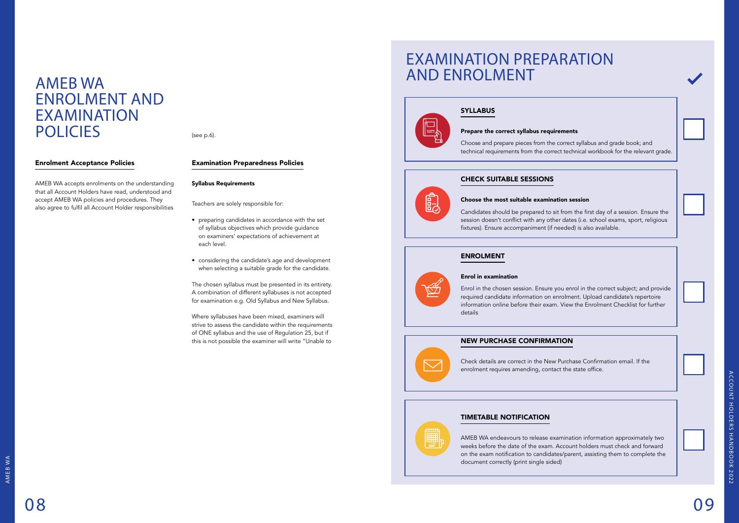# AMEB WA ENROLMENT AND EXAMINATION POLICIES

## Enrolment Acceptance Policies

AMEB WA accepts enrolments on the understanding that all Account Holders have read, understood and accept AMEB WA policies and procedures. They also agree to fulfil all Account Holder responsibilities (see p.6).

## Examination Preparedness Policies

### Syllabus Requirements

Teachers are solely responsible for:

- preparing candidates in accordance with the set of syllabus objectives which provide guidance on examiners' expectations of achievement at each level.
- considering the candidate's age and development when selecting a suitable grade for the candidate.

The chosen syllabus must be presented in its entirety. A combination of different syllabuses is not accepted for examination e.g. Old Syllabus and New Syllabus.

Where syllabuses have been mixed, examiners will strive to assess the candidate within the requirements of ONE syllabus and the use of Regulation 25, but if this is not possible the examiner will write "Unable to

# EXAMINATION PREPARATION AND ENROLMENT

## SYLLABUS

**Prepare the correct syllabus requirements**

Choose and prepare pieces from the correct syllabus and grade book; and technical requirements from the correct technical workbook for the relevant grade.

## CHECK SUITABLE SESSIONS

**Choose the most suitable examination session**

Candidates should be prepared to sit from the first day of a session. Ensure the session doesn't conflict with any other dates (i.e. school exams, sport, religious fixtures). Ensure accompaniment (if needed) is also available.

## ENROLMENT

**Enrol in examination**

Enrol in the chosen session. Ensure you enrol in the correct subject; and provide required candidate information on enrolment. Upload candidate's repertoire information online before their exam. View the Enrolment Checklist for further details

## NEW PURCHASE CONFIRMATION

Check details are correct in the New Purchase Confirmation email. If the enrolment requires amending, contact the state office.

## TIMETABLE NOTIFICATION

AMEB WA endeavours to release examination information approximately two weeks before the date of the exam. Account holders must check and forward on the exam notification to candidates/parent, assisting them to complete the document correctly (print single sided)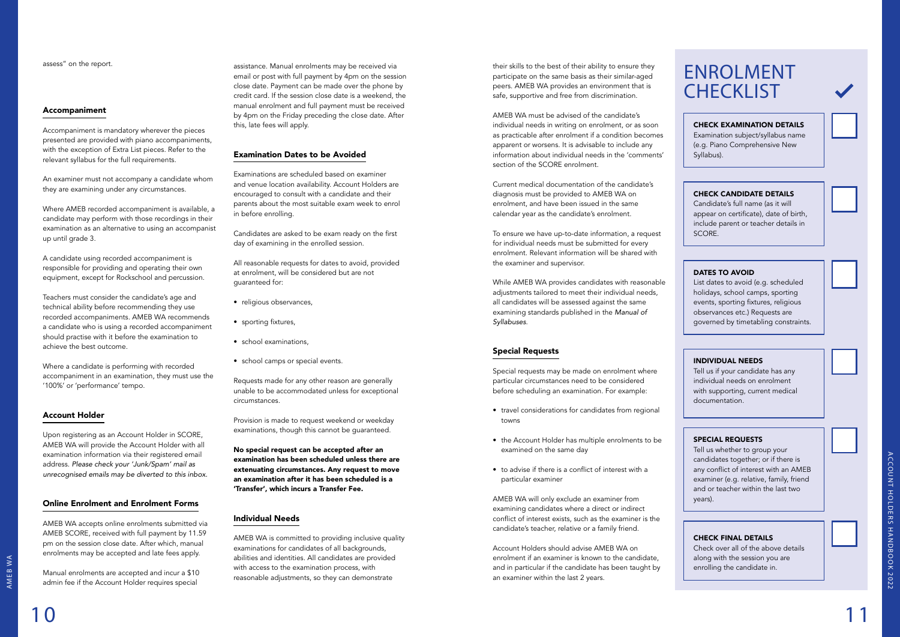assess" on the report.

## Accompaniment

Accompaniment is mandatory wherever the pieces presented are provided with piano accompaniments, with the exception of Extra List pieces. Refer to the relevant syllabus for the full requirements.

An examiner must not accompany a candidate whom they are examining under any circumstances.

Where AMEB recorded accompaniment is available, a candidate may perform with those recordings in their examination as an alternative to using an accompanist up until grade 3.

A candidate using recorded accompaniment is responsible for providing and operating their own equipment, except for Rockschool and percussion.

Teachers must consider the candidate's age and technical ability before recommending they use recorded accompaniments. AMEB WA recommends a candidate who is using a recorded accompaniment should practise with it before the examination to achieve the best outcome.

Where a candidate is performing with recorded accompaniment in an examination, they must use the '100%' or 'performance' tempo.

## Account Holder

Upon registering as an Account Holder in SCORE, AMEB WA will provide the Account Holder with all examination information via their registered email address. *Please check your 'Junk/Spam' mail as unrecognised emails may be diverted to this inbox.*

## Online Enrolment and Enrolment Forms

AMEB WA accepts online enrolments submitted via AMEB SCORE, received with full payment by 11.59 pm on the session close date. After which, manual enrolments may be accepted and late fees apply.

Manual enrolments are accepted and incur a $10 admin fee if the Account Holder requires special assistance. Manual enrolments may be received via email or post with full payment by 4pm on the session close date. Payment can be made over the phone by credit card. If the session close date is a weekend, the manual enrolment and full payment must be received by 4pm on the Friday preceding the close date. After this, late fees will apply.

## Examination Dates to be Avoided

Examinations are scheduled based on examiner and venue location availability. Account Holders are encouraged to consult with a candidate and their parents about the most suitable exam week to enrol in before enrolling.

Candidates are asked to be exam ready on the first day of examining in the enrolled session.

All reasonable requests for dates to avoid, provided at enrolment, will be considered but are not guaranteed for:

- religious observances,
- sporting fixtures,
- school examinations,
- school camps or special events.

Requests made for any other reason are generally unable to be accommodated unless for exceptional circumstances.

Provision is made to request weekend or weekday examinations, though this cannot be guaranteed.

**No special request can be accepted after an examination has been scheduled unless there are extenuating circumstances. Any request to move an examination after it has been scheduled is a 'Transfer', which incurs a Transfer Fee.**

## Individual Needs

AMEB WA is committed to providing inclusive quality examinations for candidates of all backgrounds, abilities and identities. All candidates are provided with access to the examination process, with reasonable adjustments, so they can demonstrate their skills to the best of their ability to ensure they participate on the same basis as their similar-aged peers. AMEB WA provides an environment that is safe, supportive and free from discrimination.

AMEB WA must be advised of the candidate's individual needs in writing on enrolment, or as soon as practicable after enrolment if a condition becomes apparent or worsens. It is advisable to include any information about individual needs in the 'comments' section of the SCORE enrolment.

Current medical documentation of the candidate's diagnosis must be provided to AMEB WA on enrolment, and have been issued in the same calendar year as the candidate's enrolment.

To ensure we have up-to-date information, a request for individual needs must be submitted for every enrolment. Relevant information will be shared with the examiner and supervisor.

While AMEB WA provides candidates with reasonable adjustments tailored to meet their individual needs, all candidates will be assessed against the same examining standards published in the *Manual of Syllabuses*.

## Special Requests

Special requests may be made on enrolment where particular circumstances need to be considered before scheduling an examination. For example:

- travel considerations for candidates from regional towns
- the Account Holder has multiple enrolments to be examined on the same day
- to advise if there is a conflict of interest with a particular examiner

AMEB WA will only exclude an examiner from examining candidates where a direct or indirect conflict of interest exists, such as the examiner is the candidate's teacher, relative or a family friend.

Account Holders should advise AMEB WA on enrolment if an examiner is known to the candidate, and in particular if the candidate has been taught by an examiner within the last 2 years.

# ENROLMENT CHECKLIST

**CHECK EXAMINATION DETAILS**
Examination subject/syllabus name (e.g. Piano Comprehensive New Syllabus).

**CHECK CANDIDATE DETAILS**
Candidate's full name (as it will appear on certificate), date of birth, include parent or teacher details in SCORE.

**DATES TO AVOID**
List dates to avoid (e.g. scheduled holidays, school camps, sporting events, sporting fixtures, religious observances etc.) Requests are governed by timetabling constraints.

**INDIVIDUAL NEEDS**
Tell us if your candidate has any individual needs on enrolment with supporting, current medical documentation.

**SPECIAL REQUESTS**
Tell us whether to group your candidates together; or if there is any conflict of interest with an AMEB examiner (e.g. relative, family, friend and or teacher within the last two years).

**CHECK FINAL DETAILS**
Check over all of the above details along with the session you are enrolling the candidate in.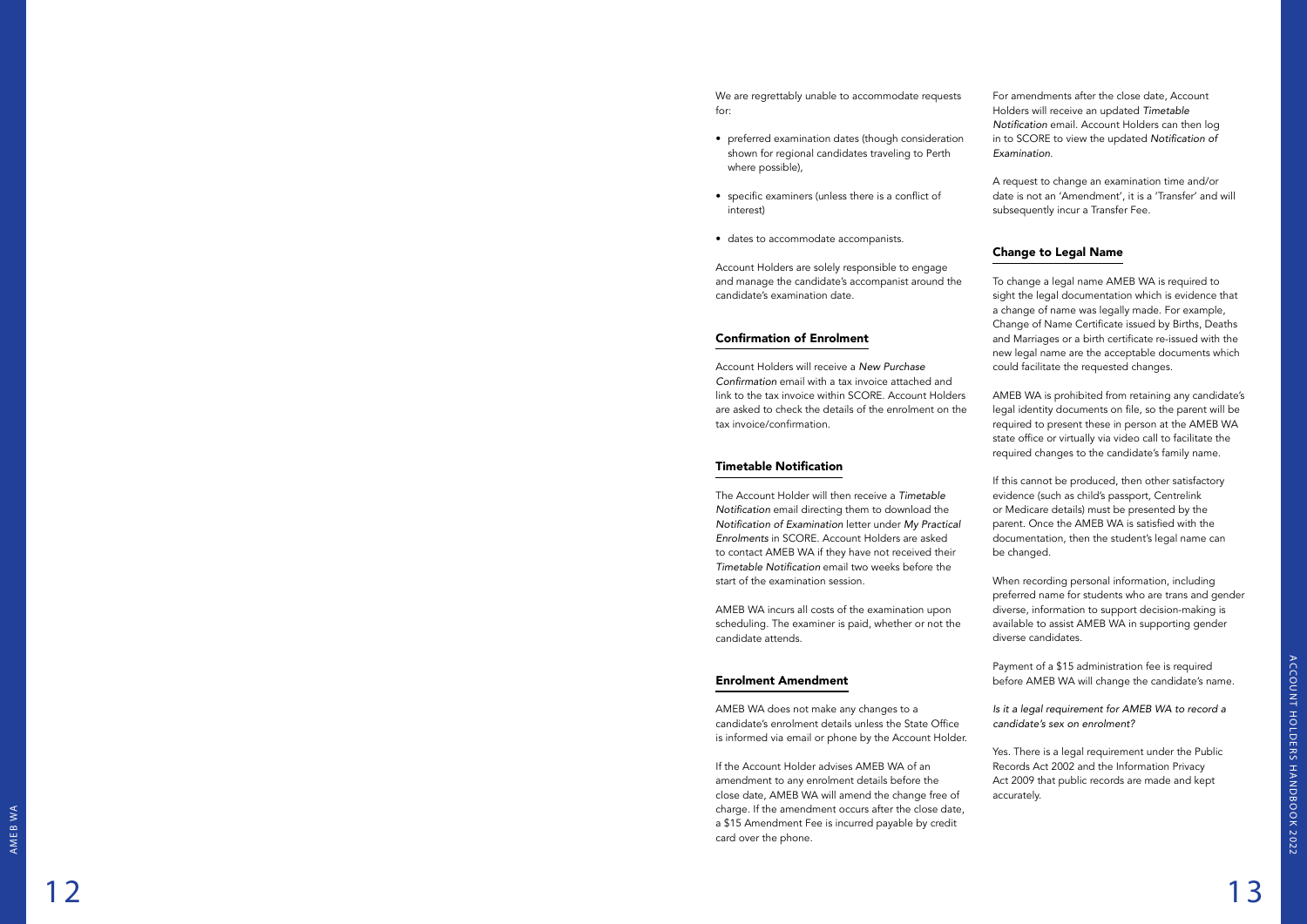We are regrettably unable to accommodate requests for:

- preferred examination dates (though consideration shown for regional candidates traveling to Perth where possible),
- specific examiners (unless there is a conflict of interest)
- dates to accommodate accompanists.

Account Holders are solely responsible to engage and manage the candidate's accompanist around the candidate's examination date.

## Confirmation of Enrolment

Account Holders will receive a *New Purchase Confirmation* email with a tax invoice attached and link to the tax invoice within SCORE. Account Holders are asked to check the details of the enrolment on the tax invoice/confirmation.

## Timetable Notification

The Account Holder will then receive a *Timetable Notification* email directing them to download the *Notification of Examination* letter under *My Practical Enrolments* in SCORE. Account Holders are asked to contact AMEB WA if they have not received their *Timetable Notification* email two weeks before the start of the examination session.

AMEB WA incurs all costs of the examination upon scheduling. The examiner is paid, whether or not the candidate attends.

## Enrolment Amendment

AMEB WA does not make any changes to a candidate's enrolment details unless the State Office is informed via email or phone by the Account Holder.

If the Account Holder advises AMEB WA of an amendment to any enrolment details before the close date, AMEB WA will amend the change free of charge. If the amendment occurs after the close date, a $15 Amendment Fee is incurred payable by credit card over the phone.

For amendments after the close date, Account Holders will receive an updated *Timetable Notification* email. Account Holders can then log in to SCORE to view the updated *Notification of Examination.*

A request to change an examination time and/or date is not an 'Amendment', it is a 'Transfer' and will subsequently incur a Transfer Fee.

## Change to Legal Name

To change a legal name AMEB WA is required to sight the legal documentation which is evidence that a change of name was legally made. For example, Change of Name Certificate issued by Births, Deaths and Marriages or a birth certificate re-issued with the new legal name are the acceptable documents which could facilitate the requested changes.

AMEB WA is prohibited from retaining any candidate's legal identity documents on file, so the parent will be required to present these in person at the AMEB WA state office or virtually via video call to facilitate the required changes to the candidate's family name.

If this cannot be produced, then other satisfactory evidence (such as child's passport, Centrelink or Medicare details) must be presented by the parent. Once the AMEB WA is satisfied with the documentation, then the student's legal name can be changed.

When recording personal information, including preferred name for students who are trans and gender diverse, information to support decision-making is available to assist AMEB WA in supporting gender diverse candidates.

Payment of a $15 administration fee is required before AMEB WA will change the candidate's name.

*Is it a legal requirement for AMEB WA to record a candidate's sex on enrolment?*

Yes. There is a legal requirement under the Public Records Act 2002 and the Information Privacy Act 2009 that public records are made and kept accurately.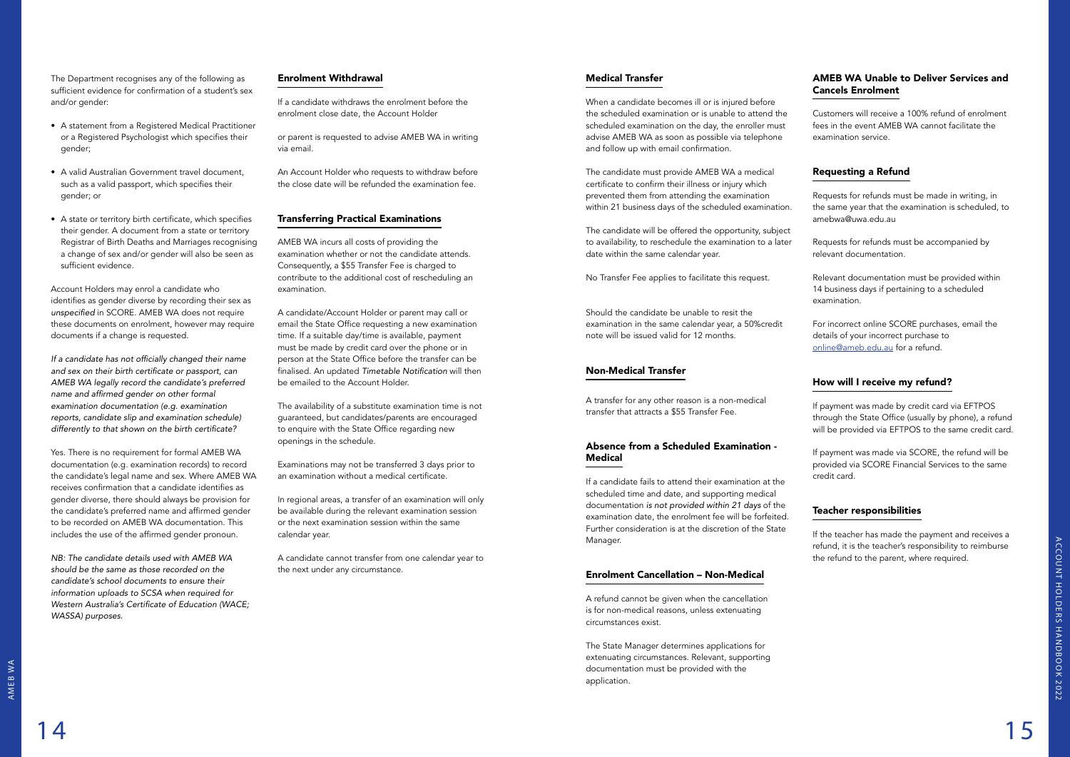The Department recognises any of the following as sufficient evidence for confirmation of a student's sex and/or gender:

- A statement from a Registered Medical Practitioner or a Registered Psychologist which specifies their gender;
- A valid Australian Government travel document, such as a valid passport, which specifies their gender; or
- A state or territory birth certificate, which specifies their gender. A document from a state or territory Registrar of Birth Deaths and Marriages recognising a change of sex and/or gender will also be seen as sufficient evidence.

Account Holders may enrol a candidate who identifies as gender diverse by recording their sex as *unspecified* in SCORE. AMEB WA does not require these documents on enrolment, however may require documents if a change is requested.

*If a candidate has not officially changed their name and sex on their birth certificate or passport, can AMEB WA legally record the candidate's preferred name and affirmed gender on other formal examination documentation (e.g. examination reports, candidate slip and examination schedule) differently to that shown on the birth certificate?*

Yes. There is no requirement for formal AMEB WA documentation (e.g. examination records) to record the candidate's legal name and sex. Where AMEB WA receives confirmation that a candidate identifies as gender diverse, there should always be provision for the candidate's preferred name and affirmed gender to be recorded on AMEB WA documentation. This includes the use of the affirmed gender pronoun.

*NB: The candidate details used with AMEB WA should be the same as those recorded on the candidate's school documents to ensure their information uploads to SCSA when required for Western Australia's Certificate of Education (WACE; WASSA) purposes.*

## Enrolment Withdrawal

If a candidate withdraws the enrolment before the enrolment close date, the Account Holder

or parent is requested to advise AMEB WA in writing via email.

An Account Holder who requests to withdraw before the close date will be refunded the examination fee.

## Transferring Practical Examinations

AMEB WA incurs all costs of providing the examination whether or not the candidate attends. Consequently, a $55 Transfer Fee is charged to contribute to the additional cost of rescheduling an examination.

A candidate/Account Holder or parent may call or email the State Office requesting a new examination time. If a suitable day/time is available, payment must be made by credit card over the phone or in person at the State Office before the transfer can be finalised. An updated *Timetable Notification* will then be emailed to the Account Holder.

The availability of a substitute examination time is not guaranteed, but candidates/parents are encouraged to enquire with the State Office regarding new openings in the schedule.

Examinations may not be transferred 3 days prior to an examination without a medical certificate.

In regional areas, a transfer of an examination will only be available during the relevant examination session or the next examination session within the same calendar year.

A candidate cannot transfer from one calendar year to the next under any circumstance.

## Medical Transfer

When a candidate becomes ill or is injured before the scheduled examination or is unable to attend the scheduled examination on the day, the enroller must advise AMEB WA as soon as possible via telephone and follow up with email confirmation.

The candidate must provide AMEB WA a medical certificate to confirm their illness or injury which prevented them from attending the examination within 21 business days of the scheduled examination.

The candidate will be offered the opportunity, subject to availability, to reschedule the examination to a later date within the same calendar year.

No Transfer Fee applies to facilitate this request.

Should the candidate be unable to resit the examination in the same calendar year, a 50%credit note will be issued valid for 12 months.

## Non-Medical Transfer

A transfer for any other reason is a non-medical transfer that attracts a $55 Transfer Fee.

## Absence from a Scheduled Examination - Medical

If a candidate fails to attend their examination at the scheduled time and date, and supporting medical documentation *is not provided within 21 days* of the examination date, the enrolment fee will be forfeited. Further consideration is at the discretion of the State Manager.

## Enrolment Cancellation – Non-Medical

A refund cannot be given when the cancellation is for non-medical reasons, unless extenuating circumstances exist.

The State Manager determines applications for extenuating circumstances. Relevant, supporting documentation must be provided with the application.

## AMEB WA Unable to Deliver Services and Cancels Enrolment

Customers will receive a 100% refund of enrolment fees in the event AMEB WA cannot facilitate the examination service.

## Requesting a Refund

Requests for refunds must be made in writing, in the same year that the examination is scheduled, to amebwa@uwa.edu.au

Requests for refunds must be accompanied by relevant documentation.

Relevant documentation must be provided within 14 business days if pertaining to a scheduled examination.

For incorrect online SCORE purchases, email the details of your incorrect purchase to online@ameb.edu.au for a refund.

## How will I receive my refund?

If payment was made by credit card via EFTPOS through the State Office (usually by phone), a refund will be provided via EFTPOS to the same credit card.

If payment was made via SCORE, the refund will be provided via SCORE Financial Services to the same credit card.

## Teacher responsibilities

If the teacher has made the payment and receives a refund, it is the teacher's responsibility to reimburse the refund to the parent, where required.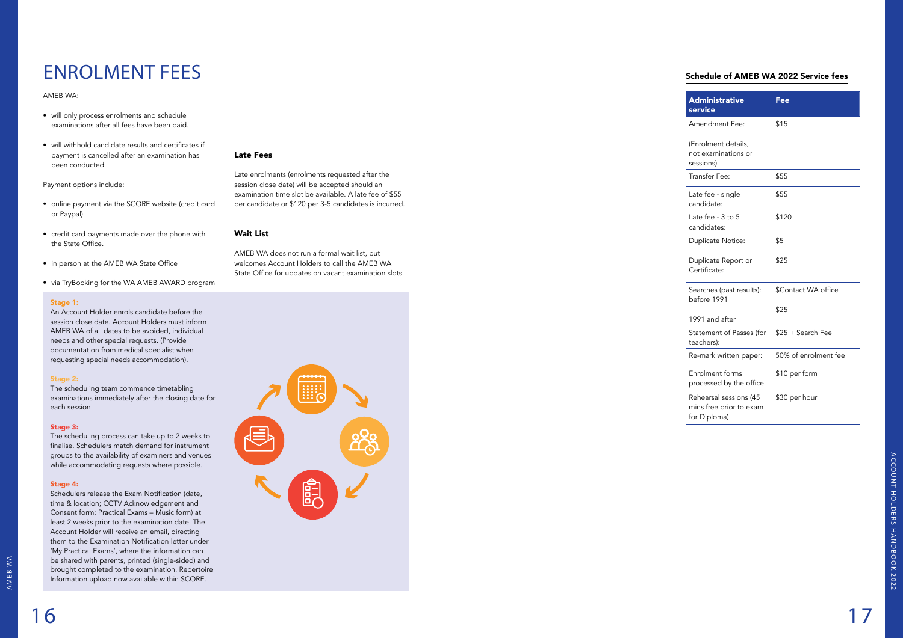# ENROLMENT FEES

AMEB WA:

- will only process enrolments and schedule examinations after all fees have been paid.
- will withhold candidate results and certificates if payment is cancelled after an examination has been conducted.

Payment options include:

- online payment via the SCORE website (credit card or Paypal)
- credit card payments made over the phone with the State Office.
- in person at the AMEB WA State Office
- via TryBooking for the WA AMEB AWARD program

## Late Fees

Late enrolments (enrolments requested after the session close date) will be accepted should an examination time slot be available. A late fee of $55 per candidate or $120 per 3-5 candidates is incurred.

## Wait List

AMEB WA does not run a formal wait list, but welcomes Account Holders to call the AMEB WA State Office for updates on vacant examination slots.

**Stage 1:**
An Account Holder enrols candidate before the session close date. Account Holders must inform AMEB WA of all dates to be avoided, individual needs and other special requests. (Provide documentation from medical specialist when requesting special needs accommodation).

**Stage 2:**
The scheduling team commence timetabling examinations immediately after the closing date for each session.

**Stage 3:**
The scheduling process can take up to 2 weeks to finalise. Schedulers match demand for instrument groups to the availability of examiners and venues while accommodating requests where possible.

**Stage 4:**
Schedulers release the Exam Notification (date, time & location; CCTV Acknowledgement and Consent form; Practical Exams – Music form) at least 2 weeks prior to the examination date. The Account Holder will receive an email, directing them to the Examination Notification letter under 'My Practical Exams', where the information can be shared with parents, printed (single-sided) and brought completed to the examination. Repertoire Information upload now available within SCORE.

## Schedule of AMEB WA 2022 Service fees

| Administrative service | Fee |
|---|---|
| Amendment Fee: (Enrolment details, not examinations or sessions) | $15 |
| Transfer Fee: | $55 |
| Late fee - single candidate: | $55 |
| Late fee - 3 to 5 candidates: | $120 |
| Duplicate Notice: | $5 |
| Duplicate Report or Certificate: | $25 |
| Searches (past results): before 1991 | $Contact WA office |
| 1991 and after | $25 |
| Statement of Passes (for teachers): | $25 + Search Fee |
| Re-mark written paper: | 50% of enrolment fee |
| Enrolment forms processed by the office | $10 per form |
| Rehearsal sessions (45 mins free prior to exam for Diploma) | $30 per hour |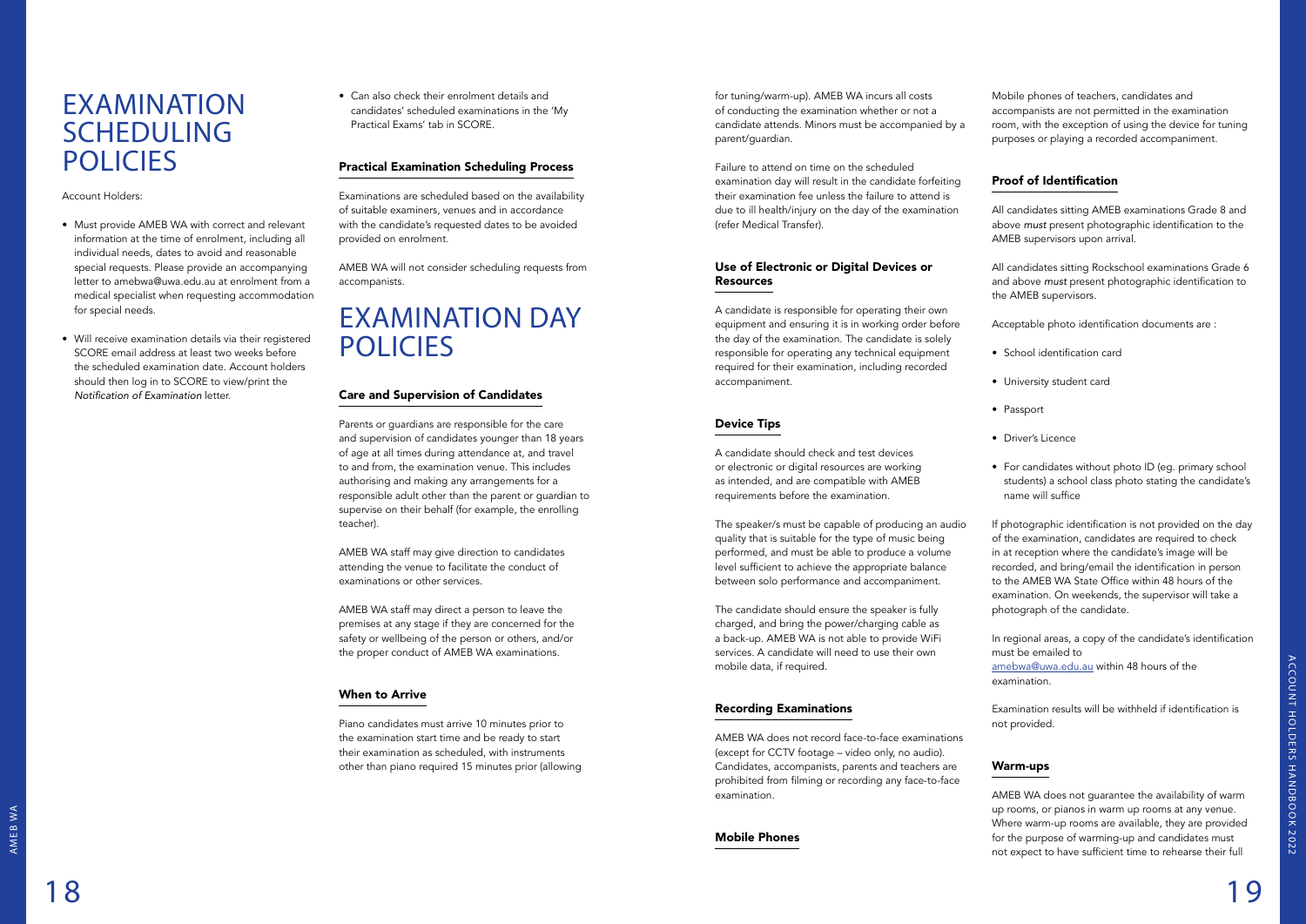# EXAMINATION SCHEDULING POLICIES

Account Holders:

- Must provide AMEB WA with correct and relevant information at the time of enrolment, including all individual needs, dates to avoid and reasonable special requests. Please provide an accompanying letter to amebwa@uwa.edu.au at enrolment from a medical specialist when requesting accommodation for special needs.
- Will receive examination details via their registered SCORE email address at least two weeks before the scheduled examination date. Account holders should then log in to SCORE to view/print the *Notification of Examination* letter.
- Can also check their enrolment details and candidates' scheduled examinations in the 'My Practical Exams' tab in SCORE.

### Practical Examination Scheduling Process

Examinations are scheduled based on the availability of suitable examiners, venues and in accordance with the candidate's requested dates to be avoided provided on enrolment.

AMEB WA will not consider scheduling requests from accompanists.

# EXAMINATION DAY POLICIES

### Care and Supervision of Candidates

Parents or guardians are responsible for the care and supervision of candidates younger than 18 years of age at all times during attendance at, and travel to and from, the examination venue. This includes authorising and making any arrangements for a responsible adult other than the parent or guardian to supervise on their behalf (for example, the enrolling teacher).

AMEB WA staff may give direction to candidates attending the venue to facilitate the conduct of examinations or other services.

AMEB WA staff may direct a person to leave the premises at any stage if they are concerned for the safety or wellbeing of the person or others, and/or the proper conduct of AMEB WA examinations.

### When to Arrive

Piano candidates must arrive 10 minutes prior to the examination start time and be ready to start their examination as scheduled, with instruments other than piano required 15 minutes prior (allowing for tuning/warm-up). AMEB WA incurs all costs of conducting the examination whether or not a candidate attends. Minors must be accompanied by a parent/guardian.

Failure to attend on time on the scheduled examination day will result in the candidate forfeiting their examination fee unless the failure to attend is due to ill health/injury on the day of the examination (refer Medical Transfer).

### Use of Electronic or Digital Devices or Resources

A candidate is responsible for operating their own equipment and ensuring it is in working order before the day of the examination. The candidate is solely responsible for operating any technical equipment required for their examination, including recorded accompaniment.

### Device Tips

A candidate should check and test devices or electronic or digital resources are working as intended, and are compatible with AMEB requirements before the examination.

The speaker/s must be capable of producing an audio quality that is suitable for the type of music being performed, and must be able to produce a volume level sufficient to achieve the appropriate balance between solo performance and accompaniment.

The candidate should ensure the speaker is fully charged, and bring the power/charging cable as a back-up. AMEB WA is not able to provide WiFi services. A candidate will need to use their own mobile data, if required.

### Recording Examinations

AMEB WA does not record face-to-face examinations (except for CCTV footage – video only, no audio). Candidates, accompanists, parents and teachers are prohibited from filming or recording any face-to-face examination.

### Mobile Phones

Mobile phones of teachers, candidates and accompanists are not permitted in the examination room, with the exception of using the device for tuning purposes or playing a recorded accompaniment.

### Proof of Identification

All candidates sitting AMEB examinations Grade 8 and above *must* present photographic identification to the AMEB supervisors upon arrival.

All candidates sitting Rockschool examinations Grade 6 and above *must* present photographic identification to the AMEB supervisors.

Acceptable photo identification documents are :

- School identification card
- University student card
- Passport
- Driver's Licence
- For candidates without photo ID (eg. primary school students) a school class photo stating the candidate's name will suffice

If photographic identification is not provided on the day of the examination, candidates are required to check in at reception where the candidate's image will be recorded, and bring/email the identification in person to the AMEB WA State Office within 48 hours of the examination. On weekends, the supervisor will take a photograph of the candidate.

In regional areas, a copy of the candidate's identification must be emailed to amebwa@uwa.edu.au within 48 hours of the examination.

Examination results will be withheld if identification is not provided.

### Warm-ups

AMEB WA does not guarantee the availability of warm up rooms, or pianos in warm up rooms at any venue. Where warm-up rooms are available, they are provided for the purpose of warming-up and candidates must not expect to have sufficient time to rehearse their full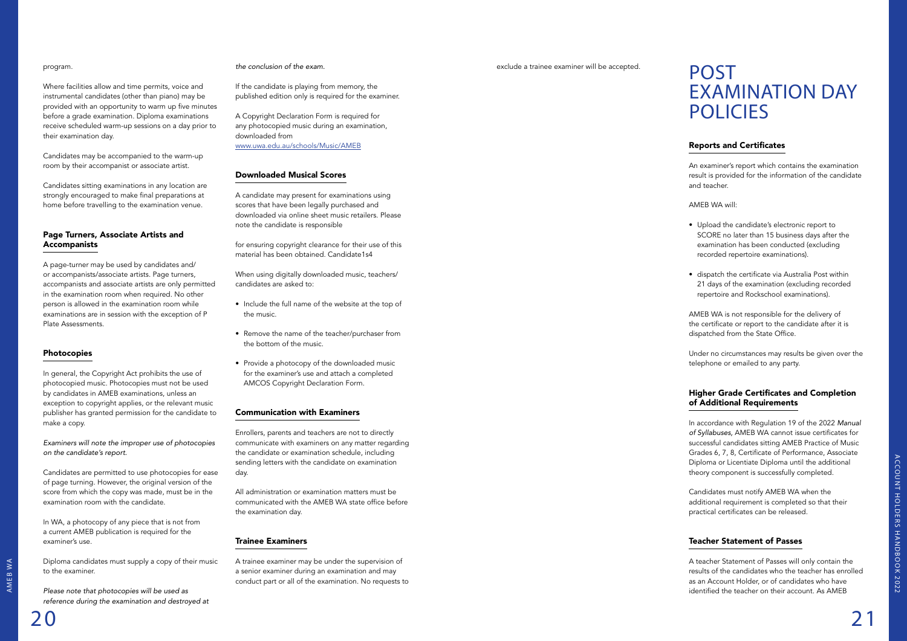program.

Where facilities allow and time permits, voice and instrumental candidates (other than piano) may be provided with an opportunity to warm up five minutes before a grade examination. Diploma examinations receive scheduled warm-up sessions on a day prior to their examination day.

Candidates may be accompanied to the warm-up room by their accompanist or associate artist.

Candidates sitting examinations in any location are strongly encouraged to make final preparations at home before travelling to the examination venue.

### Page Turners, Associate Artists and Accompanists

A page-turner may be used by candidates and/or accompanists/associate artists. Page turners, accompanists and associate artists are only permitted in the examination room when required. No other person is allowed in the examination room while examinations are in session with the exception of P Plate Assessments.

### Photocopies

In general, the Copyright Act prohibits the use of photocopied music. Photocopies must not be used by candidates in AMEB examinations, unless an exception to copyright applies, or the relevant music publisher has granted permission for the candidate to make a copy.

*Examiners will note the improper use of photocopies on the candidate's report.*

Candidates are permitted to use photocopies for ease of page turning. However, the original version of the score from which the copy was made, must be in the examination room with the candidate.

In WA, a photocopy of any piece that is not from a current AMEB publication is required for the examiner's use.

Diploma candidates must supply a copy of their music to the examiner.

*Please note that photocopies will be used as reference during the examination and destroyed at the conclusion of the exam.*

If the candidate is playing from memory, the published edition only is required for the examiner.

A Copyright Declaration Form is required for any photocopied music during an examination, downloaded from www.uwa.edu.au/schools/Music/AMEB

### Downloaded Musical Scores

A candidate may present for examinations using scores that have been legally purchased and downloaded via online sheet music retailers. Please note the candidate is responsible

for ensuring copyright clearance for their use of this material has been obtained. Candidate1s4

When using digitally downloaded music, teachers/candidates are asked to:

- Include the full name of the website at the top of the music.
- Remove the name of the teacher/purchaser from the bottom of the music.
- Provide a photocopy of the downloaded music for the examiner's use and attach a completed AMCOS Copyright Declaration Form.

### Communication with Examiners

Enrollers, parents and teachers are not to directly communicate with examiners on any matter regarding the candidate or examination schedule, including sending letters with the candidate on examination day.

All administration or examination matters must be communicated with the AMEB WA state office before the examination day.

### Trainee Examiners

A trainee examiner may be under the supervision of a senior examiner during an examination and may conduct part or all of the examination. No requests to exclude a trainee examiner will be accepted.

# POST EXAMINATION DAY POLICIES

### Reports and Certificates

An examiner's report which contains the examination result is provided for the information of the candidate and teacher.

AMEB WA will:

- Upload the candidate's electronic report to SCORE no later than 15 business days after the examination has been conducted (excluding recorded repertoire examinations).
- dispatch the certificate via Australia Post within 21 days of the examination (excluding recorded repertoire and Rockschool examinations).

AMEB WA is not responsible for the delivery of the certificate or report to the candidate after it is dispatched from the State Office.

Under no circumstances may results be given over the telephone or emailed to any party.

### Higher Grade Certificates and Completion of Additional Requirements

In accordance with Regulation 19 of the 2022 *Manual of Syllabuses,* AMEB WA cannot issue certificates for successful candidates sitting AMEB Practice of Music Grades 6, 7, 8, Certificate of Performance, Associate Diploma or Licentiate Diploma until the additional theory component is successfully completed.

Candidates must notify AMEB WA when the additional requirement is completed so that their practical certificates can be released.

### Teacher Statement of Passes

A teacher Statement of Passes will only contain the results of the candidates who the teacher has enrolled as an Account Holder, or of candidates who have identified the teacher on their account. As AMEB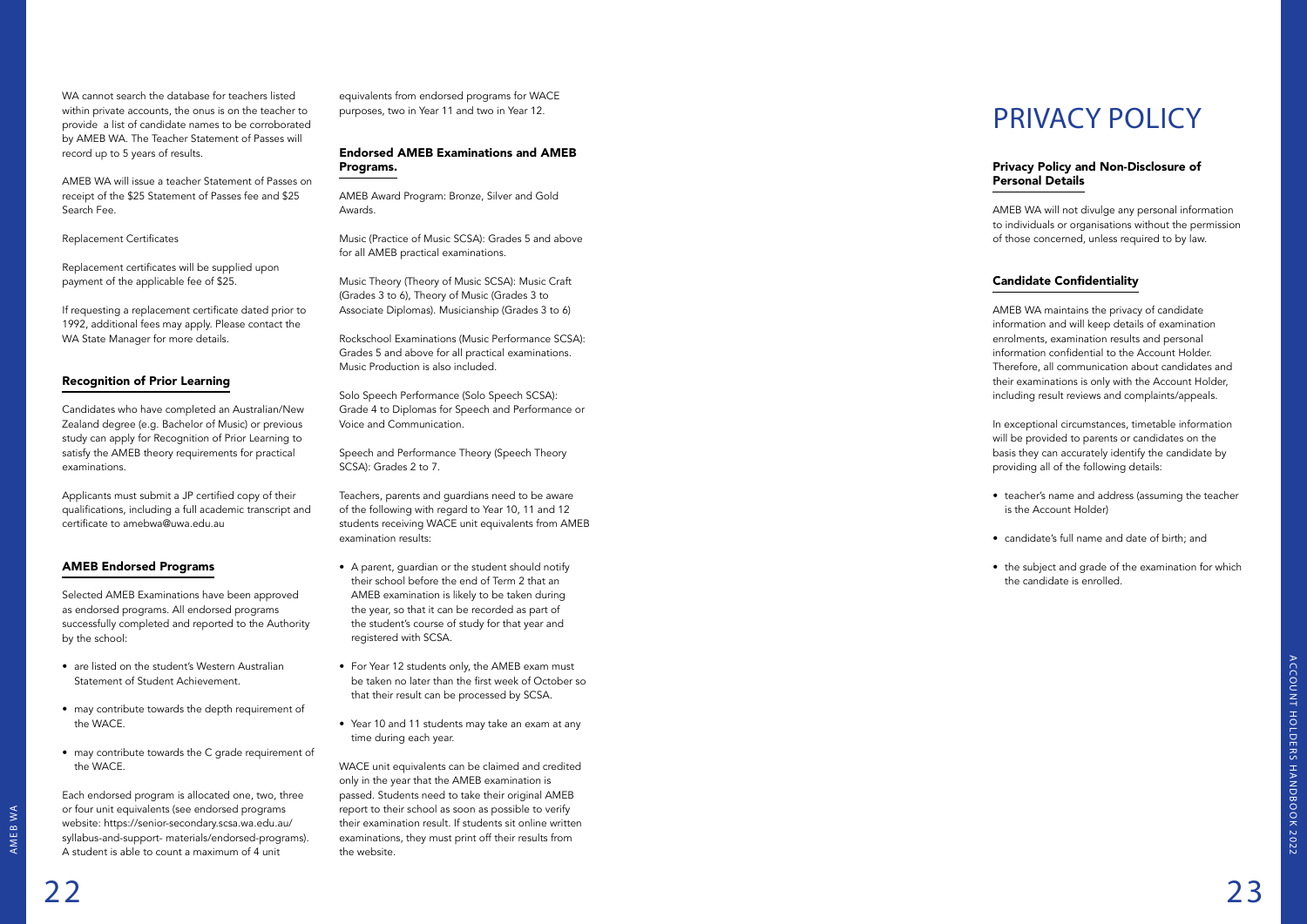WA cannot search the database for teachers listed within private accounts, the onus is on the teacher to provide a list of candidate names to be corroborated by AMEB WA. The Teacher Statement of Passes will record up to 5 years of results.

AMEB WA will issue a teacher Statement of Passes on receipt of the $25 Statement of Passes fee and $25 Search Fee.

Replacement Certificates

Replacement certificates will be supplied upon payment of the applicable fee of $25.

If requesting a replacement certificate dated prior to 1992, additional fees may apply. Please contact the WA State Manager for more details.

### Recognition of Prior Learning

Candidates who have completed an Australian/New Zealand degree (e.g. Bachelor of Music) or previous study can apply for Recognition of Prior Learning to satisfy the AMEB theory requirements for practical examinations.

Applicants must submit a JP certified copy of their qualifications, including a full academic transcript and certificate to amebwa@uwa.edu.au

### AMEB Endorsed Programs

Selected AMEB Examinations have been approved as endorsed programs. All endorsed programs successfully completed and reported to the Authority by the school:

- are listed on the student's Western Australian Statement of Student Achievement.
- may contribute towards the depth requirement of the WACE.
- may contribute towards the C grade requirement of the WACE.

Each endorsed program is allocated one, two, three or four unit equivalents (see endorsed programs website: https://senior-secondary.scsa.wa.edu.au/syllabus-and-support- materials/endorsed-programs). A student is able to count a maximum of 4 unit equivalents from endorsed programs for WACE purposes, two in Year 11 and two in Year 12.

### Endorsed AMEB Examinations and AMEB Programs.

AMEB Award Program: Bronze, Silver and Gold Awards.

Music (Practice of Music SCSA): Grades 5 and above for all AMEB practical examinations.

Music Theory (Theory of Music SCSA): Music Craft (Grades 3 to 6), Theory of Music (Grades 3 to Associate Diplomas). Musicianship (Grades 3 to 6)

Rockschool Examinations (Music Performance SCSA): Grades 5 and above for all practical examinations. Music Production is also included.

Solo Speech Performance (Solo Speech SCSA): Grade 4 to Diplomas for Speech and Performance or Voice and Communication.

Speech and Performance Theory (Speech Theory SCSA): Grades 2 to 7.

Teachers, parents and guardians need to be aware of the following with regard to Year 10, 11 and 12 students receiving WACE unit equivalents from AMEB examination results:

- A parent, guardian or the student should notify their school before the end of Term 2 that an AMEB examination is likely to be taken during the year, so that it can be recorded as part of the student's course of study for that year and registered with SCSA.
- For Year 12 students only, the AMEB exam must be taken no later than the first week of October so that their result can be processed by SCSA.
- Year 10 and 11 students may take an exam at any time during each year.

WACE unit equivalents can be claimed and credited only in the year that the AMEB examination is passed. Students need to take their original AMEB report to their school as soon as possible to verify their examination result. If students sit online written examinations, they must print off their results from the website.

# PRIVACY POLICY

### Privacy Policy and Non-Disclosure of Personal Details

AMEB WA will not divulge any personal information to individuals or organisations without the permission of those concerned, unless required to by law.

### Candidate Confidentiality

AMEB WA maintains the privacy of candidate information and will keep details of examination enrolments, examination results and personal information confidential to the Account Holder. Therefore, all communication about candidates and their examinations is only with the Account Holder, including result reviews and complaints/appeals.

In exceptional circumstances, timetable information will be provided to parents or candidates on the basis they can accurately identify the candidate by providing all of the following details:

- teacher's name and address (assuming the teacher is the Account Holder)
- candidate's full name and date of birth; and
- the subject and grade of the examination for which the candidate is enrolled.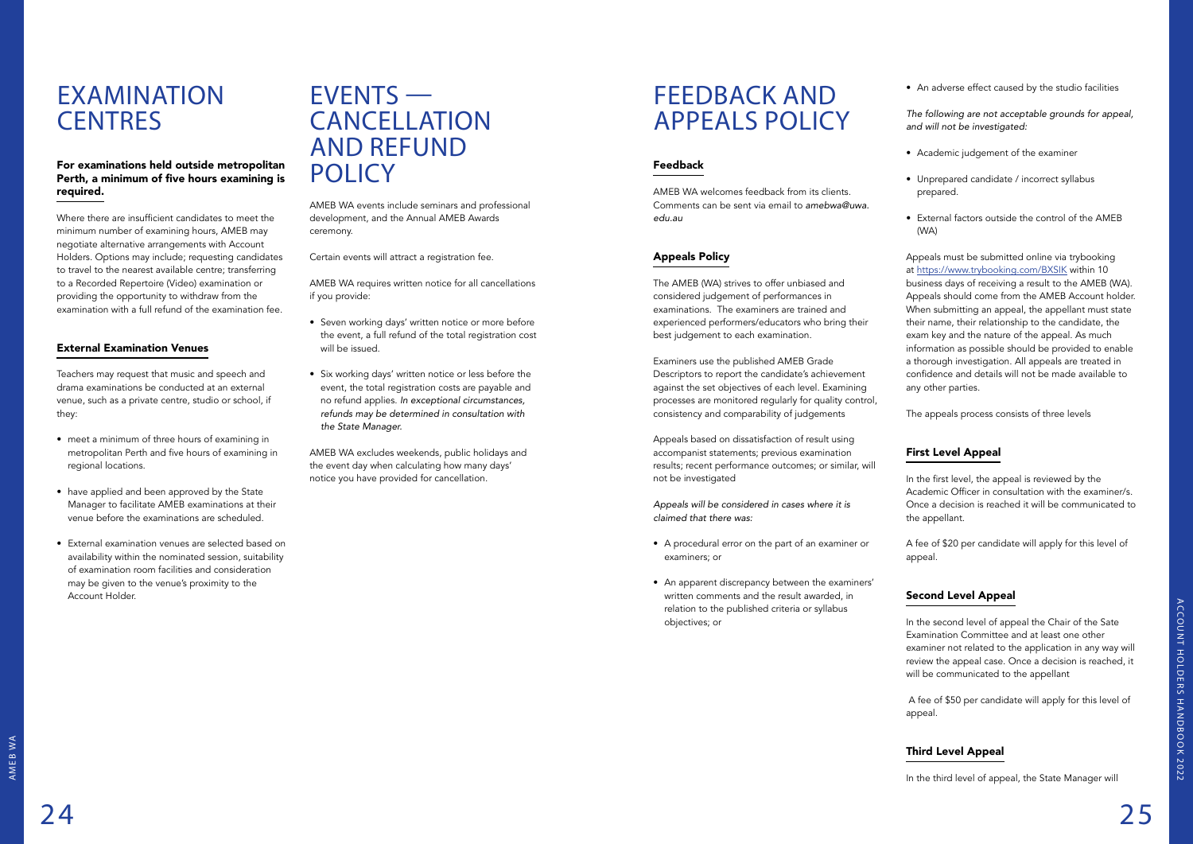# EXAMINATION CENTRES

**For examinations held outside metropolitan Perth, a minimum of five hours examining is required.**

Where there are insufficient candidates to meet the minimum number of examining hours, AMEB may negotiate alternative arrangements with Account Holders. Options may include; requesting candidates to travel to the nearest available centre; transferring to a Recorded Repertoire (Video) examination or providing the opportunity to withdraw from the examination with a full refund of the examination fee.

## External Examination Venues

Teachers may request that music and speech and drama examinations be conducted at an external venue, such as a private centre, studio or school, if they:

- meet a minimum of three hours of examining in metropolitan Perth and five hours of examining in regional locations.
- have applied and been approved by the State Manager to facilitate AMEB examinations at their venue before the examinations are scheduled.
- External examination venues are selected based on availability within the nominated session, suitability of examination room facilities and consideration may be given to the venue's proximity to the Account Holder.

# EVENTS — CANCELLATION AND REFUND POLICY

AMEB WA events include seminars and professional development, and the Annual AMEB Awards ceremony.

Certain events will attract a registration fee.

AMEB WA requires written notice for all cancellations if you provide:

- Seven working days' written notice or more before the event, a full refund of the total registration cost will be issued.
- Six working days' written notice or less before the event, the total registration costs are payable and no refund applies. *In exceptional circumstances, refunds may be determined in consultation with the State Manager.*

AMEB WA excludes weekends, public holidays and the event day when calculating how many days' notice you have provided for cancellation.

# FEEDBACK AND APPEALS POLICY

## Feedback

AMEB WA welcomes feedback from its clients. Comments can be sent via email to *amebwa@uwa.edu.au*

## Appeals Policy

The AMEB (WA) strives to offer unbiased and considered judgement of performances in examinations. The examiners are trained and experienced performers/educators who bring their best judgement to each examination.

Examiners use the published AMEB Grade Descriptors to report the candidate's achievement against the set objectives of each level. Examining processes are monitored regularly for quality control, consistency and comparability of judgements

Appeals based on dissatisfaction of result using accompanist statements; previous examination results; recent performance outcomes; or similar, will not be investigated

*Appeals will be considered in cases where it is claimed that there was:*

- A procedural error on the part of an examiner or examiners; or
- An apparent discrepancy between the examiners' written comments and the result awarded, in relation to the published criteria or syllabus objectives; or
- An adverse effect caused by the studio facilities

*The following are not acceptable grounds for appeal, and will not be investigated:*

- Academic judgement of the examiner
- Unprepared candidate / incorrect syllabus prepared.
- External factors outside the control of the AMEB (WA)

Appeals must be submitted online via trybooking at https://www.trybooking.com/BXSIK within 10 business days of receiving a result to the AMEB (WA). Appeals should come from the AMEB Account holder. When submitting an appeal, the appellant must state their name, their relationship to the candidate, the exam key and the nature of the appeal. As much information as possible should be provided to enable a thorough investigation. All appeals are treated in confidence and details will not be made available to any other parties.

The appeals process consists of three levels

## First Level Appeal

In the first level, the appeal is reviewed by the Academic Officer in consultation with the examiner/s. Once a decision is reached it will be communicated to the appellant.

A fee of $20 per candidate will apply for this level of appeal.

## Second Level Appeal

In the second level of appeal the Chair of the Sate Examination Committee and at least one other examiner not related to the application in any way will review the appeal case. Once a decision is reached, it will be communicated to the appellant

A fee of $50 per candidate will apply for this level of appeal.

## Third Level Appeal

In the third level of appeal, the State Manager will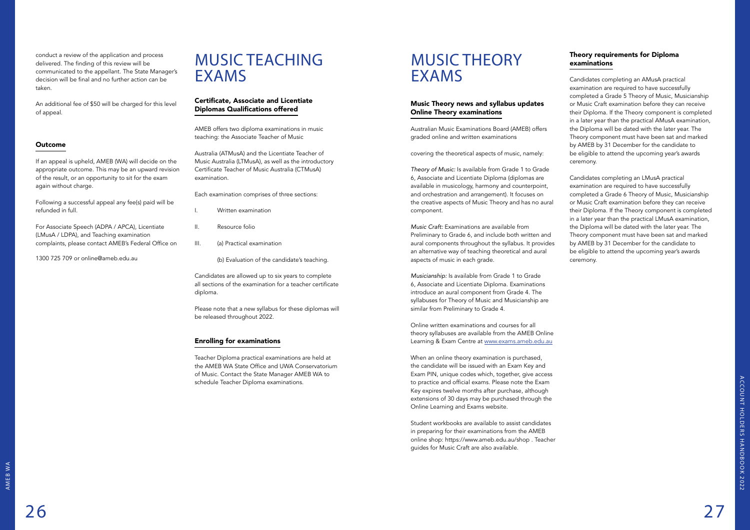conduct a review of the application and process delivered. The finding of this review will be communicated to the appellant. The State Manager's decision will be final and no further action can be taken.

An additional fee of $50 will be charged for this level of appeal.

### Outcome

If an appeal is upheld, AMEB (WA) will decide on the appropriate outcome. This may be an upward revision of the result, or an opportunity to sit for the exam again without charge.

Following a successful appeal any fee(s) paid will be refunded in full.

For Associate Speech (ADPA / APCA), Licentiate (LMusA / LDPA), and Teaching examination complaints, please contact AMEB's Federal Office on

1300 725 709 or online@ameb.edu.au

# MUSIC TEACHING EXAMS

### Certificate, Associate and Licentiate Diplomas Qualifications offered

AMEB offers two diploma examinations in music teaching: the Associate Teacher of Music

Australia (ATMusA) and the Licentiate Teacher of Music Australia (LTMusA), as well as the introductory Certificate Teacher of Music Australia (CTMusA) examination.

Each examination comprises of three sections:

I. Written examination

II. Resource folio

III. (a) Practical examination

(b) Evaluation of the candidate's teaching.

Candidates are allowed up to six years to complete all sections of the examination for a teacher certificate diploma.

Please note that a new syllabus for these diplomas will be released throughout 2022.

### Enrolling for examinations

Teacher Diploma practical examinations are held at the AMEB WA State Office and UWA Conservatorium of Music. Contact the State Manager AMEB WA to schedule Teacher Diploma examinations.

# MUSIC THEORY EXAMS

### Music Theory news and syllabus updates Online Theory examinations

Australian Music Examinations Board (AMEB) offers graded online and written examinations

covering the theoretical aspects of music, namely:

*Theory of Music:* Is available from Grade 1 to Grade 6, Associate and Licentiate Diploma (diplomas are available in musicology, harmony and counterpoint, and orchestration and arrangement). It focuses on the creative aspects of Music Theory and has no aural component.

*Music Craft:* Examinations are available from Preliminary to Grade 6, and include both written and aural components throughout the syllabus. It provides an alternative way of teaching theoretical and aural aspects of music in each grade.

*Musicianship:* Is available from Grade 1 to Grade 6, Associate and Licentiate Diploma. Examinations introduce an aural component from Grade 4. The syllabuses for Theory of Music and Musicianship are similar from Preliminary to Grade 4.

Online written examinations and courses for all theory syllabuses are available from the AMEB Online Learning & Exam Centre at www.exams.ameb.edu.au

When an online theory examination is purchased, the candidate will be issued with an Exam Key and Exam PIN, unique codes which, together, give access to practice and official exams. Please note the Exam Key expires twelve months after purchase, although extensions of 30 days may be purchased through the Online Learning and Exams website.

Student workbooks are available to assist candidates in preparing for their examinations from the AMEB online shop: https://www.ameb.edu.au/shop . Teacher guides for Music Craft are also available.

### Theory requirements for Diploma examinations

Candidates completing an AMusA practical examination are required to have successfully completed a Grade 5 Theory of Music, Musicianship or Music Craft examination before they can receive their Diploma. If the Theory component is completed in a later year than the practical AMusA examination, the Diploma will be dated with the later year. The Theory component must have been sat and marked by AMEB by 31 December for the candidate to be eligible to attend the upcoming year's awards ceremony.

Candidates completing an LMusA practical examination are required to have successfully completed a Grade 6 Theory of Music, Musicianship or Music Craft examination before they can receive their Diploma. If the Theory component is completed in a later year than the practical LMusA examination, the Diploma will be dated with the later year. The Theory component must have been sat and marked by AMEB by 31 December for the candidate to be eligible to attend the upcoming year's awards ceremony.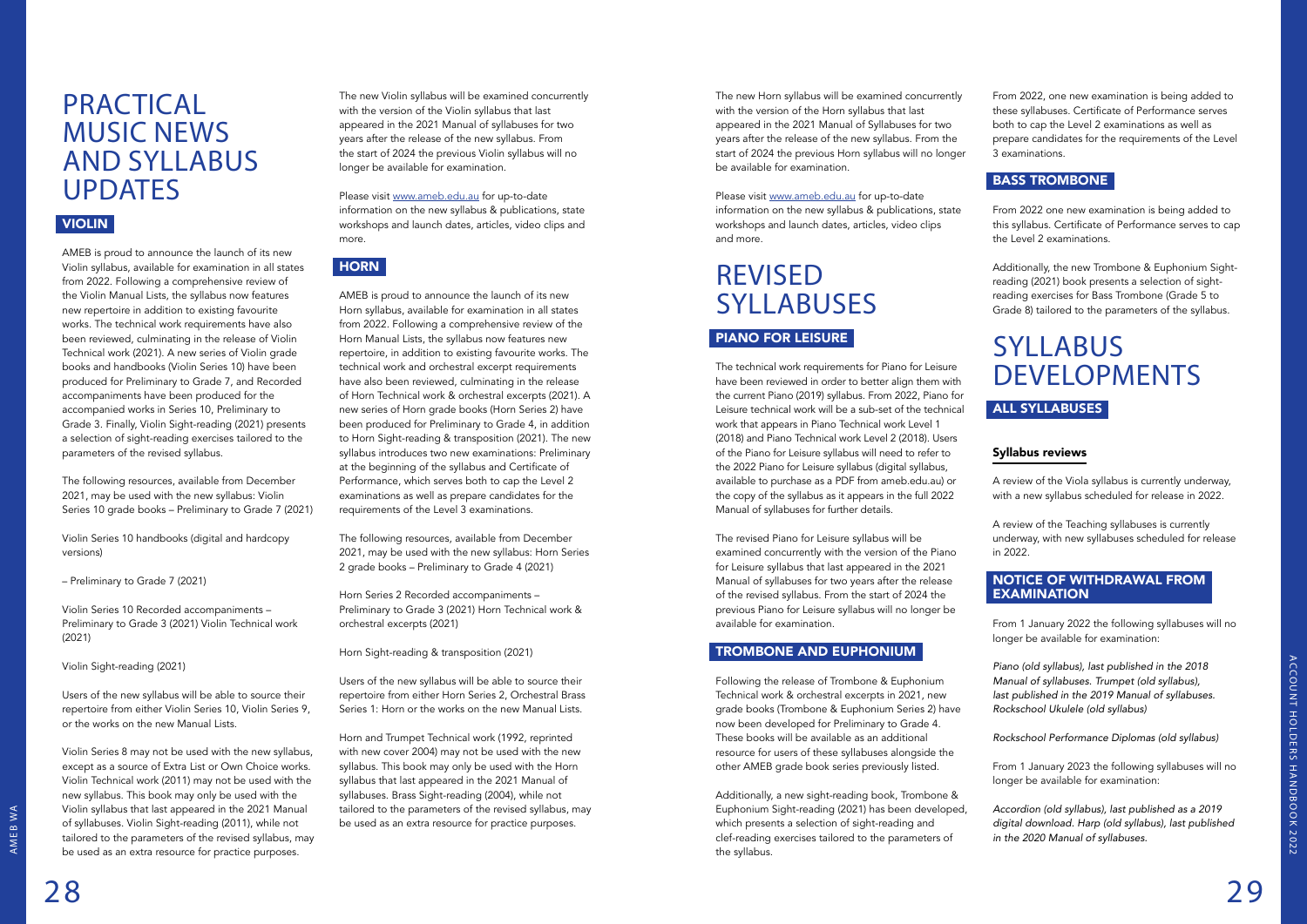# PRACTICAL MUSIC NEWS AND SYLLABUS UPDATES

## VIOLIN

AMEB is proud to announce the launch of its new Violin syllabus, available for examination in all states from 2022. Following a comprehensive review of the Violin Manual Lists, the syllabus now features new repertoire in addition to existing favourite works. The technical work requirements have also been reviewed, culminating in the release of Violin Technical work (2021). A new series of Violin grade books and handbooks (Violin Series 10) have been produced for Preliminary to Grade 7, and Recorded accompaniments have been produced for the accompanied works in Series 10, Preliminary to Grade 3. Finally, Violin Sight-reading (2021) presents a selection of sight-reading exercises tailored to the parameters of the revised syllabus.

The following resources, available from December 2021, may be used with the new syllabus: Violin Series 10 grade books – Preliminary to Grade 7 (2021)

Violin Series 10 handbooks (digital and hardcopy versions)

– Preliminary to Grade 7 (2021)

Violin Series 10 Recorded accompaniments – Preliminary to Grade 3 (2021) Violin Technical work (2021)

Violin Sight-reading (2021)

Users of the new syllabus will be able to source their repertoire from either Violin Series 10, Violin Series 9, or the works on the new Manual Lists.

Violin Series 8 may not be used with the new syllabus, except as a source of Extra List or Own Choice works. Violin Technical work (2011) may not be used with the new syllabus. This book may only be used with the Violin syllabus that last appeared in the 2021 Manual of syllabuses. Violin Sight-reading (2011), while not tailored to the parameters of the revised syllabus, may be used as an extra resource for practice purposes.

The new Violin syllabus will be examined concurrently with the version of the Violin syllabus that last appeared in the 2021 Manual of syllabuses for two years after the release of the new syllabus. From the start of 2024 the previous Violin syllabus will no longer be available for examination.

Please visit www.ameb.edu.au for up-to-date information on the new syllabus & publications, state workshops and launch dates, articles, video clips and more.

## HORN

AMEB is proud to announce the launch of its new Horn syllabus, available for examination in all states from 2022. Following a comprehensive review of the Horn Manual Lists, the syllabus now features new repertoire, in addition to existing favourite works. The technical work and orchestral excerpt requirements have also been reviewed, culminating in the release of Horn Technical work & orchestral excerpts (2021). A new series of Horn grade books (Horn Series 2) have been produced for Preliminary to Grade 4, in addition to Horn Sight-reading & transposition (2021). The new syllabus introduces two new examinations: Preliminary at the beginning of the syllabus and Certificate of Performance, which serves both to cap the Level 2 examinations as well as prepare candidates for the requirements of the Level 3 examinations.

The following resources, available from December 2021, may be used with the new syllabus: Horn Series 2 grade books – Preliminary to Grade 4 (2021)

Horn Series 2 Recorded accompaniments – Preliminary to Grade 3 (2021) Horn Technical work & orchestral excerpts (2021)

Horn Sight-reading & transposition (2021)

Users of the new syllabus will be able to source their repertoire from either Horn Series 2, Orchestral Brass Series 1: Horn or the works on the new Manual Lists.

Horn and Trumpet Technical work (1992, reprinted with new cover 2004) may not be used with the new syllabus. This book may only be used with the Horn syllabus that last appeared in the 2021 Manual of syllabuses. Brass Sight-reading (2004), while not tailored to the parameters of the revised syllabus, may be used as an extra resource for practice purposes.

The new Horn syllabus will be examined concurrently with the version of the Horn syllabus that last appeared in the 2021 Manual of Syllabuses for two years after the release of the new syllabus. From the start of 2024 the previous Horn syllabus will no longer be available for examination.

Please visit www.ameb.edu.au for up-to-date information on the new syllabus & publications, state workshops and launch dates, articles, video clips and more.

# REVISED SYLLABUSES

## PIANO FOR LEISURE

The technical work requirements for Piano for Leisure have been reviewed in order to better align them with the current Piano (2019) syllabus. From 2022, Piano for Leisure technical work will be a sub-set of the technical work that appears in Piano Technical work Level 1 (2018) and Piano Technical work Level 2 (2018). Users of the Piano for Leisure syllabus will need to refer to the 2022 Piano for Leisure syllabus (digital syllabus, available to purchase as a PDF from ameb.edu.au) or the copy of the syllabus as it appears in the full 2022 Manual of syllabuses for further details.

The revised Piano for Leisure syllabus will be examined concurrently with the version of the Piano for Leisure syllabus that last appeared in the 2021 Manual of syllabuses for two years after the release of the revised syllabus. From the start of 2024 the previous Piano for Leisure syllabus will no longer be available for examination.

## TROMBONE AND EUPHONIUM

Following the release of Trombone & Euphonium Technical work & orchestral excerpts in 2021, new grade books (Trombone & Euphonium Series 2) have now been developed for Preliminary to Grade 4. These books will be available as an additional resource for users of these syllabuses alongside the other AMEB grade book series previously listed.

Additionally, a new sight-reading book, Trombone & Euphonium Sight-reading (2021) has been developed, which presents a selection of sight-reading and clef-reading exercises tailored to the parameters of the syllabus.

From 2022, one new examination is being added to these syllabuses. Certificate of Performance serves both to cap the Level 2 examinations as well as prepare candidates for the requirements of the Level 3 examinations.

## BASS TROMBONE

From 2022 one new examination is being added to this syllabus. Certificate of Performance serves to cap the Level 2 examinations.

Additionally, the new Trombone & Euphonium Sight-reading (2021) book presents a selection of sight-reading exercises for Bass Trombone (Grade 5 to Grade 8) tailored to the parameters of the syllabus.

# SYLLABUS DEVELOPMENTS

## ALL SYLLABUSES

### Syllabus reviews

A review of the Viola syllabus is currently underway, with a new syllabus scheduled for release in 2022.

A review of the Teaching syllabuses is currently underway, with new syllabuses scheduled for release in 2022.

## NOTICE OF WITHDRAWAL FROM EXAMINATION

From 1 January 2022 the following syllabuses will no longer be available for examination:

*Piano (old syllabus), last published in the 2018 Manual of syllabuses. Trumpet (old syllabus), last published in the 2019 Manual of syllabuses. Rockschool Ukulele (old syllabus)*

*Rockschool Performance Diplomas (old syllabus)*

From 1 January 2023 the following syllabuses will no longer be available for examination:

*Accordion (old syllabus), last published as a 2019 digital download. Harp (old syllabus), last published in the 2020 Manual of syllabuses.*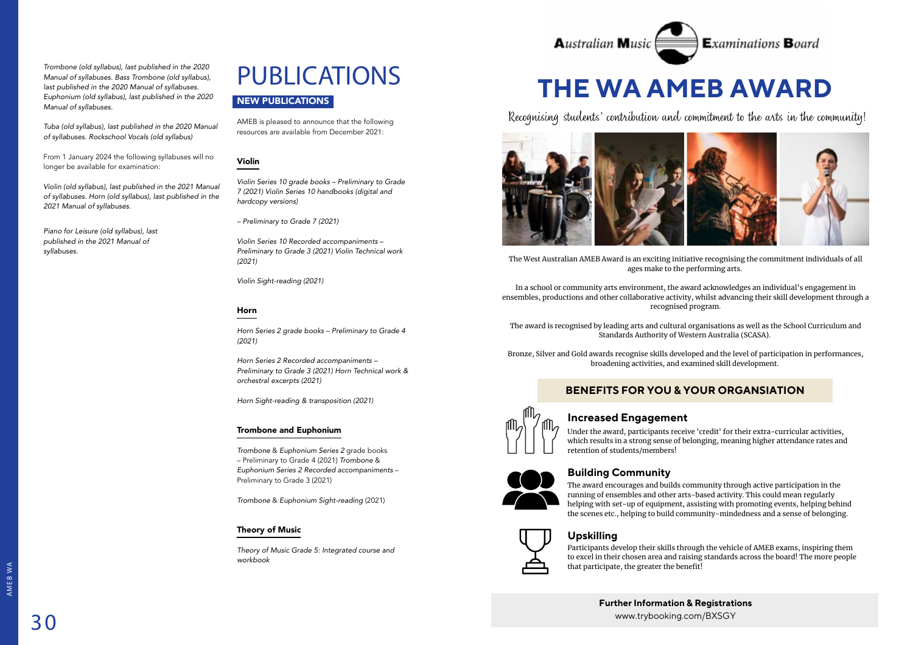*Trombone (old syllabus), last published in the 2020 Manual of syllabuses. Bass Trombone (old syllabus), last published in the 2020 Manual of syllabuses. Euphonium (old syllabus), last published in the 2020 Manual of syllabuses.*

*Tuba (old syllabus), last published in the 2020 Manual of syllabuses. Rockschool Vocals (old syllabus)*

From 1 January 2024 the following syllabuses will no longer be available for examination:

*Violin (old syllabus), last published in the 2021 Manual of syllabuses. Horn (old syllabus), last published in the 2021 Manual of syllabuses.*

*Piano for Leisure (old syllabus), last published in the 2021 Manual of syllabuses.*

# PUBLICATIONS

## NEW PUBLICATIONS

AMEB is pleased to announce that the following resources are available from December 2021:

### Violin

*Violin Series 10 grade books – Preliminary to Grade 7 (2021) Violin Series 10 handbooks (digital and hardcopy versions)*

*– Preliminary to Grade 7 (2021)*

*Violin Series 10 Recorded accompaniments – Preliminary to Grade 3 (2021) Violin Technical work (2021)*

*Violin Sight-reading (2021)*

### Horn

*Horn Series 2 grade books – Preliminary to Grade 4 (2021)*

*Horn Series 2 Recorded accompaniments – Preliminary to Grade 3 (2021) Horn Technical work & orchestral excerpts (2021)*

*Horn Sight-reading & transposition (2021)*

### Trombone and Euphonium

*Trombone & Euphonium Series 2* grade books – Preliminary to Grade 4 (2021) *Trombone & Euphonium Series 2 Recorded accompaniments* – Preliminary to Grade 3 (2021)

*Trombone & Euphonium Sight-reading* (2021)

### Theory of Music

*Theory of Music Grade 5: Integrated course and workbook*

Australian Music Examinations Board

# THE WA AMEB AWARD

Recognising students' contribution and commitment to the arts in the community!

The West Australian AMEB Award is an exciting initiative recognising the commitment individuals of all ages make to the performing arts.

In a school or community arts environment, the award acknowledges an individual's engagement in ensembles, productions and other collaborative activity, whilst advancing their skill development through a recognised program.

The award is recognised by leading arts and cultural organisations as well as the School Curriculum and Standards Authority of Western Australia (SCASA).

Bronze, Silver and Gold awards recognise skills developed and the level of participation in performances, broadening activities, and examined skill development.

## BENEFITS FOR YOU & YOUR ORGANSIATION

### Increased Engagement

Under the award, participants receive 'credit' for their extra-curricular activities, which results in a strong sense of belonging, meaning higher attendance rates and retention of students/members!

### Building Community

The award encourages and builds community through active participation in the running of ensembles and other arts-based activity. This could mean regularly helping with set-up of equipment, assisting with promoting events, helping behind the scenes etc., helping to build community-mindedness and a sense of belonging.

### Upskilling

Participants develop their skills through the vehicle of AMEB exams, inspiring them to excel in their chosen area and raising standards across the board! The more people that participate, the greater the benefit!

**Further Information & Registrations**
www.trybooking.com/BXSGY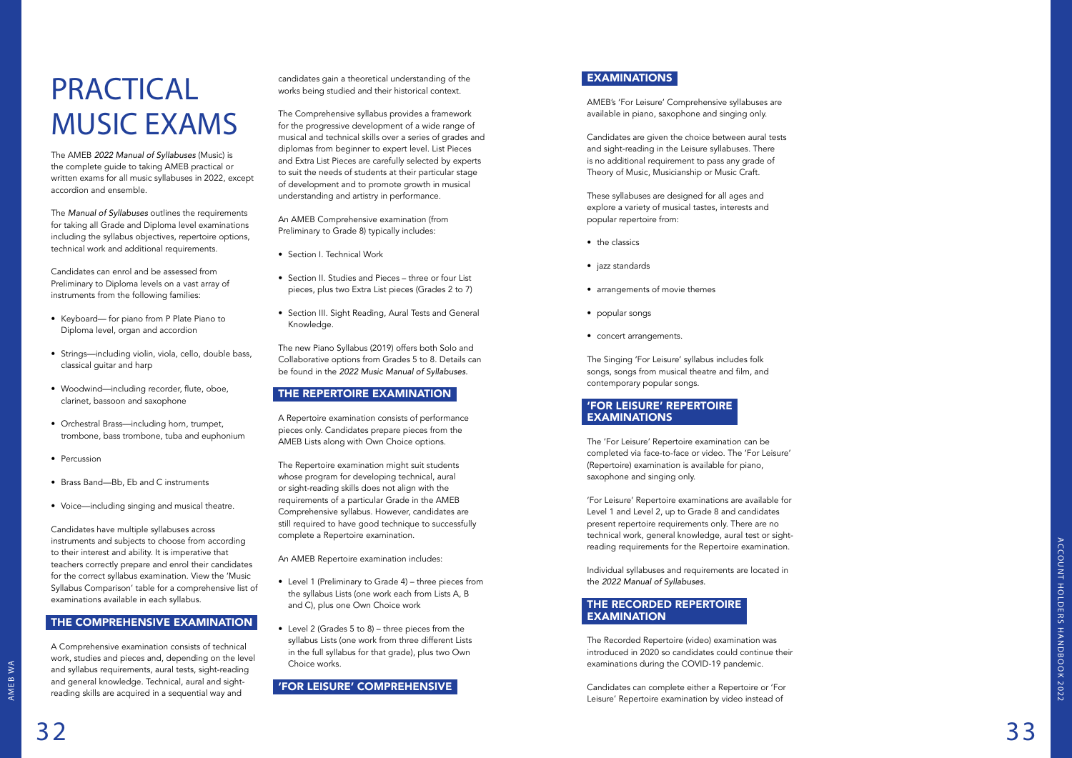# PRACTICAL MUSIC EXAMS

The AMEB *2022 Manual of Syllabuses* (Music) is the complete guide to taking AMEB practical or written exams for all music syllabuses in 2022, except accordion and ensemble.

The *Manual of Syllabuses* outlines the requirements for taking all Grade and Diploma level examinations including the syllabus objectives, repertoire options, technical work and additional requirements.

Candidates can enrol and be assessed from Preliminary to Diploma levels on a vast array of instruments from the following families:

- Keyboard— for piano from P Plate Piano to Diploma level, organ and accordion
- Strings—including violin, viola, cello, double bass, classical guitar and harp
- Woodwind—including recorder, flute, oboe, clarinet, bassoon and saxophone
- Orchestral Brass—including horn, trumpet, trombone, bass trombone, tuba and euphonium
- Percussion
- Brass Band—Bb, Eb and C instruments
- Voice—including singing and musical theatre.

Candidates have multiple syllabuses across instruments and subjects to choose from according to their interest and ability. It is imperative that teachers correctly prepare and enrol their candidates for the correct syllabus examination. View the 'Music Syllabus Comparison' table for a comprehensive list of examinations available in each syllabus.

## THE COMPREHENSIVE EXAMINATION

A Comprehensive examination consists of technical work, studies and pieces and, depending on the level and syllabus requirements, aural tests, sight-reading and general knowledge. Technical, aural and sight-reading skills are acquired in a sequential way and candidates gain a theoretical understanding of the works being studied and their historical context.

The Comprehensive syllabus provides a framework for the progressive development of a wide range of musical and technical skills over a series of grades and diplomas from beginner to expert level. List Pieces and Extra List Pieces are carefully selected by experts to suit the needs of students at their particular stage of development and to promote growth in musical understanding and artistry in performance.

An AMEB Comprehensive examination (from Preliminary to Grade 8) typically includes:

- Section I. Technical Work
- Section II. Studies and Pieces – three or four List pieces, plus two Extra List pieces (Grades 2 to 7)
- Section III. Sight Reading, Aural Tests and General Knowledge.

The new Piano Syllabus (2019) offers both Solo and Collaborative options from Grades 5 to 8. Details can be found in the *2022 Music Manual of Syllabuses*.

## THE REPERTOIRE EXAMINATION

A Repertoire examination consists of performance pieces only. Candidates prepare pieces from the AMEB Lists along with Own Choice options.

The Repertoire examination might suit students whose program for developing technical, aural or sight-reading skills does not align with the requirements of a particular Grade in the AMEB Comprehensive syllabus. However, candidates are still required to have good technique to successfully complete a Repertoire examination.

An AMEB Repertoire examination includes:

- Level 1 (Preliminary to Grade 4) – three pieces from the syllabus Lists (one work each from Lists A, B and C), plus one Own Choice work
- Level 2 (Grades 5 to 8) – three pieces from the syllabus Lists (one work from three different Lists in the full syllabus for that grade), plus two Own Choice works.

## 'FOR LEISURE' COMPREHENSIVE EXAMINATIONS

AMEB's 'For Leisure' Comprehensive syllabuses are available in piano, saxophone and singing only.

Candidates are given the choice between aural tests and sight-reading in the Leisure syllabuses. There is no additional requirement to pass any grade of Theory of Music, Musicianship or Music Craft.

These syllabuses are designed for all ages and explore a variety of musical tastes, interests and popular repertoire from:

- the classics
- jazz standards
- arrangements of movie themes
- popular songs
- concert arrangements.

The Singing 'For Leisure' syllabus includes folk songs, songs from musical theatre and film, and contemporary popular songs.

## 'FOR LEISURE' REPERTOIRE EXAMINATIONS

The 'For Leisure' Repertoire examination can be completed via face-to-face or video. The 'For Leisure' (Repertoire) examination is available for piano, saxophone and singing only.

'For Leisure' Repertoire examinations are available for Level 1 and Level 2, up to Grade 8 and candidates present repertoire requirements only. There are no technical work, general knowledge, aural test or sight-reading requirements for the Repertoire examination.

Individual syllabuses and requirements are located in the *2022 Manual of Syllabuses*.

## THE RECORDED REPERTOIRE EXAMINATION

The Recorded Repertoire (video) examination was introduced in 2020 so candidates could continue their examinations during the COVID-19 pandemic.

Candidates can complete either a Repertoire or 'For Leisure' Repertoire examination by video instead of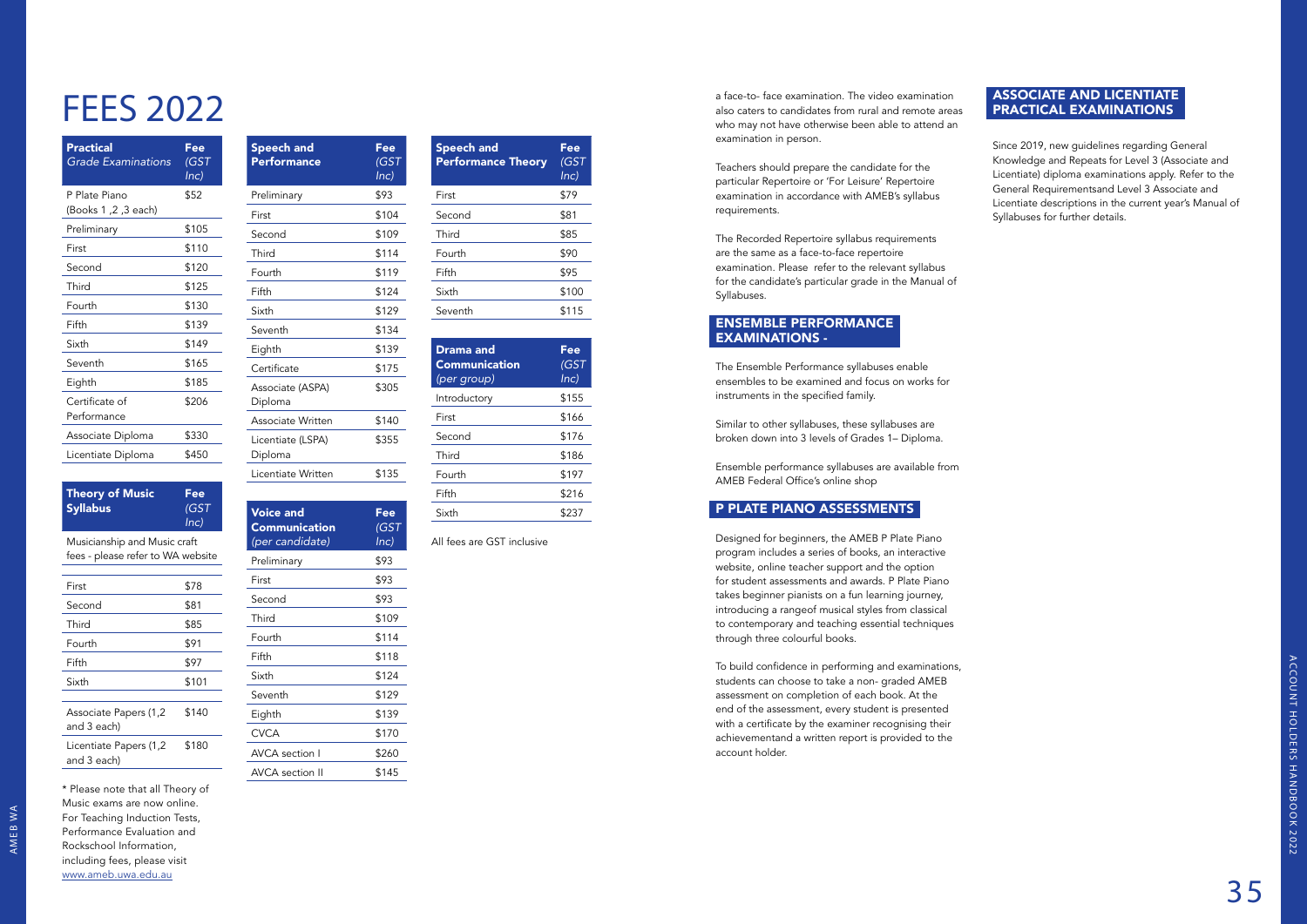# FEES 2022

| Practical *Grade Examinations* | Fee *(GST Inc)* |
|---|---|
| P Plate Piano (Books 1 ,2 ,3 each) | $52 |
| Preliminary | $105 |
| First | $110 |
| Second | $120 |
| Third | $125 |
| Fourth | $130 |
| Fifth | $139 |
| Sixth | $149 |
| Seventh | $165 |
| Eighth | $185 |
| Certificate of Performance | $206 |
| Associate Diploma | $330 |
| Licentiate Diploma | $450 |

| Theory of Music Syllabus | Fee *(GST Inc)* |
|---|---|
| Musicianship and Music craft fees - please refer to WA website | |
| First | $78 |
| Second | $81 |
| Third | $85 |
| Fourth | $91 |
| Fifth | $97 |
| Sixth | $101 |
| Associate Papers (1,2 and 3 each) | $140 |
| Licentiate Papers (1,2 and 3 each) | $180 |

\* Please note that all Theory of Music exams are now online. For Teaching Induction Tests, Performance Evaluation and Rockschool Information, including fees, please visit www.ameb.uwa.edu.au

| Speech and Performance | Fee *(GST Inc)* |
|---|---|
| Preliminary | $93 |
| First | $104 |
| Second | $109 |
| Third | $114 |
| Fourth | $119 |
| Fifth | $124 |
| Sixth | $129 |
| Seventh | $134 |
| Eighth | $139 |
| Certificate | $175 |
| Associate (ASPA) Diploma | $305 |
| Associate Written | $140 |
| Licentiate (LSPA) Diploma | $355 |
| Licentiate Written | $135 |

| Voice and Communication *(per candidate)* | Fee *(GST Inc)* |
|---|---|
| Preliminary | $93 |
| First | $93 |
| Second | $93 |
| Third | $109 |
| Fourth | $114 |
| Fifth | $118 |
| Sixth | $124 |
| Seventh | $129 |
| Eighth | $139 |
| CVCA | $170 |
| AVCA section I | $260 |
| AVCA section II | $145 |

| Speech and Performance Theory | Fee *(GST Inc)* |
|---|---|
| First | $79 |
| Second | $81 |
| Third | $85 |
| Fourth | $90 |
| Fifth | $95 |
| Sixth | $100 |
| Seventh | $115 |

| Drama and Communication *(per group)* | Fee *(GST Inc)* |
|---|---|
| Introductory | $155 |
| First | $166 |
| Second | $176 |
| Third | $186 |
| Fourth | $197 |
| Fifth | $216 |
| Sixth | $237 |

All fees are GST inclusive

a face-to- face examination. The video examination also caters to candidates from rural and remote areas who may not have otherwise been able to attend an examination in person.

Teachers should prepare the candidate for the particular Repertoire or 'For Leisure' Repertoire examination in accordance with AMEB's syllabus requirements.

The Recorded Repertoire syllabus requirements are the same as a face-to-face repertoire examination. Please refer to the relevant syllabus for the candidate's particular grade in the Manual of Syllabuses.

## ENSEMBLE PERFORMANCE EXAMINATIONS -

The Ensemble Performance syllabuses enable ensembles to be examined and focus on works for instruments in the specified family.

Similar to other syllabuses, these syllabuses are broken down into 3 levels of Grades 1– Diploma.

Ensemble performance syllabuses are available from AMEB Federal Office's online shop

## P PLATE PIANO ASSESSMENTS

Designed for beginners, the AMEB P Plate Piano program includes a series of books, an interactive website, online teacher support and the option for student assessments and awards. P Plate Piano takes beginner pianists on a fun learning journey, introducing a rangeof musical styles from classical to contemporary and teaching essential techniques through three colourful books.

To build confidence in performing and examinations, students can choose to take a non- graded AMEB assessment on completion of each book. At the end of the assessment, every student is presented with a certificate by the examiner recognising their achievementand a written report is provided to the account holder.

## ASSOCIATE AND LICENTIATE PRACTICAL EXAMINATIONS

Since 2019, new guidelines regarding General Knowledge and Repeats for Level 3 (Associate and Licentiate) diploma examinations apply. Refer to the General Requirementsand Level 3 Associate and Licentiate descriptions in the current year's Manual of Syllabuses for further details.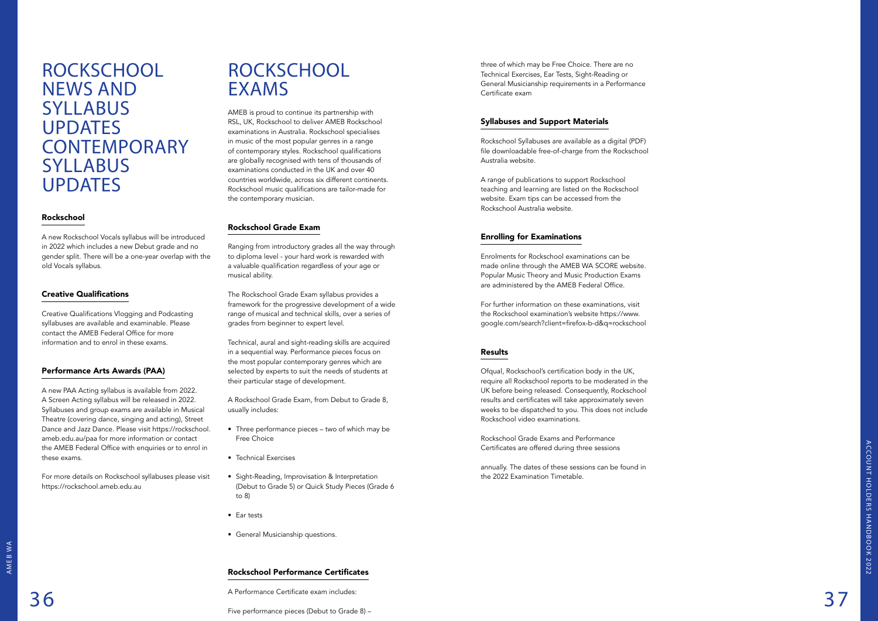# ROCKSCHOOL NEWS AND SYLLABUS UPDATES CONTEMPORARY SYLLABUS UPDATES

## Rockschool

A new Rockschool Vocals syllabus will be introduced in 2022 which includes a new Debut grade and no gender split. There will be a one-year overlap with the old Vocals syllabus.

## Creative Qualifications

Creative Qualifications Vlogging and Podcasting syllabuses are available and examinable. Please contact the AMEB Federal Office for more information and to enrol in these exams.

## Performance Arts Awards (PAA)

A new PAA Acting syllabus is available from 2022. A Screen Acting syllabus will be released in 2022. Syllabuses and group exams are available in Musical Theatre (covering dance, singing and acting), Street Dance and Jazz Dance. Please visit https://rockschool.ameb.edu.au/paa for more information or contact the AMEB Federal Office with enquiries or to enrol in these exams.

For more details on Rockschool syllabuses please visit https://rockschool.ameb.edu.au

# ROCKSCHOOL EXAMS

AMEB is proud to continue its partnership with RSL, UK, Rockschool to deliver AMEB Rockschool examinations in Australia. Rockschool specialises in music of the most popular genres in a range of contemporary styles. Rockschool qualifications are globally recognised with tens of thousands of examinations conducted in the UK and over 40 countries worldwide, across six different continents. Rockschool music qualifications are tailor-made for the contemporary musician.

## Rockschool Grade Exam

Ranging from introductory grades all the way through to diploma level - your hard work is rewarded with a valuable qualification regardless of your age or musical ability.

The Rockschool Grade Exam syllabus provides a framework for the progressive development of a wide range of musical and technical skills, over a series of grades from beginner to expert level.

Technical, aural and sight-reading skills are acquired in a sequential way. Performance pieces focus on the most popular contemporary genres which are selected by experts to suit the needs of students at their particular stage of development.

A Rockschool Grade Exam, from Debut to Grade 8, usually includes:

- Three performance pieces – two of which may be Free Choice
- Technical Exercises
- Sight-Reading, Improvisation & Interpretation (Debut to Grade 5) or Quick Study Pieces (Grade 6 to 8)
- Ear tests
- General Musicianship questions.

## Rockschool Performance Certificates

A Performance Certificate exam includes:

Five performance pieces (Debut to Grade 8) – three of which may be Free Choice. There are no Technical Exercises, Ear Tests, Sight-Reading or General Musicianship requirements in a Performance Certificate exam

## Syllabuses and Support Materials

Rockschool Syllabuses are available as a digital (PDF) file downloadable free-of-charge from the Rockschool Australia website.

A range of publications to support Rockschool teaching and learning are listed on the Rockschool website. Exam tips can be accessed from the Rockschool Australia website.

## Enrolling for Examinations

Enrolments for Rockschool examinations can be made online through the AMEB WA SCORE website. Popular Music Theory and Music Production Exams are administered by the AMEB Federal Office.

For further information on these examinations, visit the Rockschool examination's website https://www.google.com/search?client=firefox-b-d&q=rockschool

## Results

Ofqual, Rockschool's certification body in the UK, require all Rockschool reports to be moderated in the UK before being released. Consequently, Rockschool results and certificates will take approximately seven weeks to be dispatched to you. This does not include Rockschool video examinations.

Rockschool Grade Exams and Performance Certificates are offered during three sessions

annually. The dates of these sessions can be found in the 2022 Examination Timetable.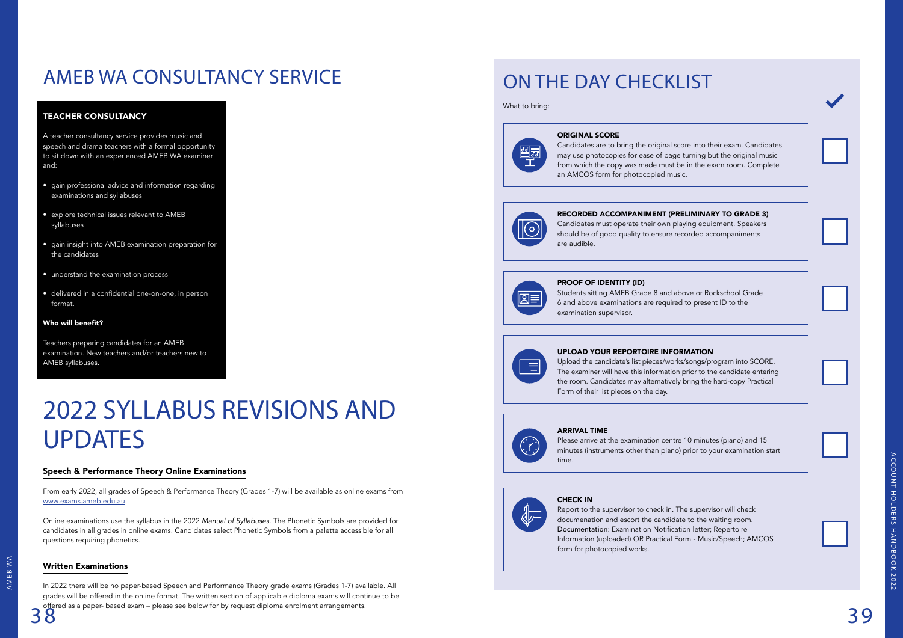# AMEB WA CONSULTANCY SERVICE

### TEACHER CONSULTANCY

A teacher consultancy service provides music and speech and drama teachers with a formal opportunity to sit down with an experienced AMEB WA examiner and:

- gain professional advice and information regarding examinations and syllabuses
- explore technical issues relevant to AMEB syllabuses
- gain insight into AMEB examination preparation for the candidates
- understand the examination process
- delivered in a confidential one-on-one, in person format.

**Who will benefit?**

Teachers preparing candidates for an AMEB examination. New teachers and/or teachers new to AMEB syllabuses.

# 2022 SYLLABUS REVISIONS AND UPDATES

### Speech & Performance Theory Online Examinations

From early 2022, all grades of Speech & Performance Theory (Grades 1-7) will be available as online exams from www.exams.ameb.edu.au.

Online examinations use the syllabus in the 2022 *Manual of Syllabuses*. The Phonetic Symbols are provided for candidates in all grades in online exams. Candidates select Phonetic Symbols from a palette accessible for all questions requiring phonetics.

### Written Examinations

In 2022 there will be no paper-based Speech and Performance Theory grade exams (Grades 1-7) available. All grades will be offered in the online format. The written section of applicable diploma exams will continue to be offered as a paper- based exam – please see below for by request diploma enrolment arrangements.

# ON THE DAY CHECKLIST

What to bring:

### ORIGINAL SCORE

Candidates are to bring the original score into their exam. Candidates may use photocopies for ease of page turning but the original music from which the copy was made must be in the exam room. Complete an AMCOS form for photocopied music.

☐

### RECORDED ACCOMPANIMENT (PRELIMINARY TO GRADE 3)

Candidates must operate their own playing equipment. Speakers should be of good quality to ensure recorded accompaniments are audible.

☐

### PROOF OF IDENTITY (ID)

Students sitting AMEB Grade 8 and above or Rockschool Grade 6 and above examinations are required to present ID to the examination supervisor.

☐

### UPLOAD YOUR REPORTOIRE INFORMATION

Upload the candidate's list pieces/works/songs/program into SCORE. The examiner will have this information prior to the candidate entering the room. Candidates may alternatively bring the hard-copy Practical Form of their list pieces on the day.

☐

### ARRIVAL TIME

Please arrive at the examination centre 10 minutes (piano) and 15 minutes (instruments other than piano) prior to your examination start time.

☐

### CHECK IN

Report to the supervisor to check in. The supervisor will check documenation and escort the candidate to the waiting room. Documentation: Examination Notification letter; Repertoire Information (uploaded) OR Practical Form - Music/Speech; AMCOS form for photocopied works.

☐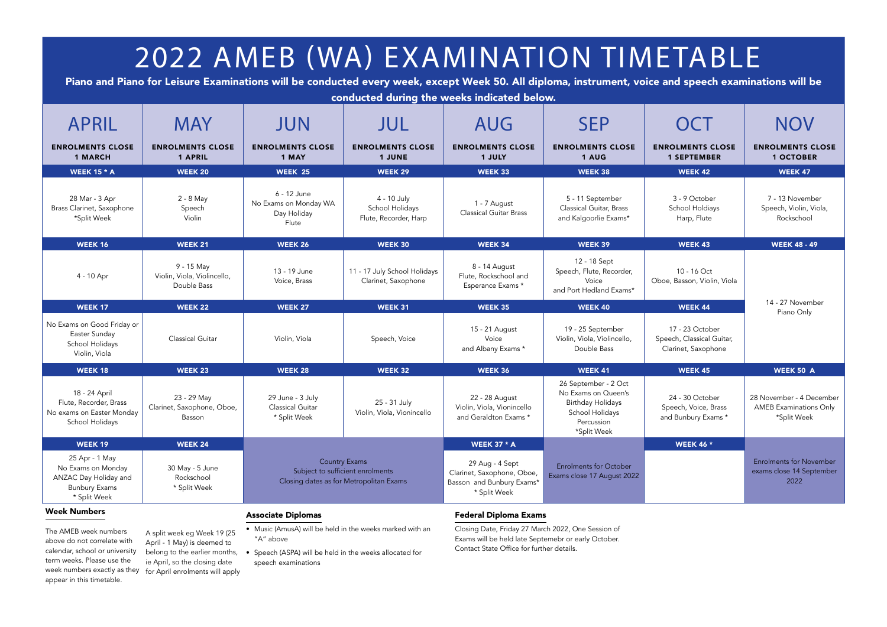// 2022 AMEB (WA) EXAMINATION TIMETABLE

# 2022 AMEB (WA) EXAMINATION TIMETABLE

**Piano and Piano for Leisure Examinations will be conducted every week, except Week 50. All diploma, instrument, voice and speech examinations will be conducted during the weeks indicated below.**

| APRIL<br>ENROLMENTS CLOSE 1 MARCH | MAY<br>ENROLMENTS CLOSE 1 APRIL | JUN<br>ENROLMENTS CLOSE 1 MAY | JUL<br>ENROLMENTS CLOSE 1 JUNE | AUG<br>ENROLMENTS CLOSE 1 JULY | SEP<br>ENROLMENTS CLOSE 1 AUG | OCT<br>ENROLMENTS CLOSE 1 SEPTEMBER | NOV<br>ENROLMENTS CLOSE 1 OCTOBER |
|---|---|---|---|---|---|---|---|
| **WEEK 15 * A** | **WEEK 20** | **WEEK 25** | **WEEK 29** | **WEEK 33** | **WEEK 38** | **WEEK 42** | **WEEK 47** |
| 28 Mar - 3 Apr<br>Brass Clarinet, Saxophone<br>*Split Week | 2 - 8 May<br>Speech<br>Violin | 6 - 12 June<br>No Exams on Monday WA Day Holiday<br>Flute | 4 - 10 July<br>School Holidays<br>Flute, Recorder, Harp | 1 - 7 August<br>Classical Guitar Brass | 5 - 11 September<br>Classical Guitar, Brass and Kalgoorlie Exams* | 3 - 9 October<br>School Holdiays<br>Harp, Flute | 7 - 13 November<br>Speech, Violin, Viola, Rockschool |
| **WEEK 16** | **WEEK 21** | **WEEK 26** | **WEEK 30** | **WEEK 34** | **WEEK 39** | **WEEK 43** | **WEEK 48 - 49** |
| 4 - 10 Apr | 9 - 15 May<br>Violin, Viola, Violincello, Double Bass | 13 - 19 June<br>Voice, Brass | 11 - 17 July School Holidays<br>Clarinet, Saxophone | 8 - 14 August<br>Flute, Rockschool and Esperance Exams * | 12 - 18 Sept<br>Speech, Flute, Recorder, Voice<br>and Port Hedland Exams* | 10 - 16 Oct<br>Oboe, Basson, Violin, Viola | 14 - 27 November<br>Piano Only |
| **WEEK 17** | **WEEK 22** | **WEEK 27** | **WEEK 31** | **WEEK 35** | **WEEK 40** | **WEEK 44** | |
| No Exams on Good Friday or Easter Sunday<br>School Holidays<br>Violin, Viola | Classical Guitar | Violin, Viola | Speech, Voice | 15 - 21 August<br>Voice<br>and Albany Exams * | 19 - 25 September<br>Violin, Viola, Violincello, Double Bass | 17 - 23 October<br>Speech, Classical Guitar, Clarinet, Saxophone | |
| **WEEK 18** | **WEEK 23** | **WEEK 28** | **WEEK 32** | **WEEK 36** | **WEEK 41** | **WEEK 45** | **WEEK 50 A** |
| 18 - 24 April<br>Flute, Recorder, Brass<br>No exams on Easter Monday<br>School Holidays | 23 - 29 May<br>Clarinet, Saxophone, Oboe, Basson | 29 June - 3 July<br>Classical Guitar<br>* Split Week | 25 - 31 July<br>Violin, Viola, Vionincello | 22 - 28 August<br>Violin, Viola, Vionincello and Geraldton Exams * | 26 September - 2 Oct<br>No Exams on Queen's Birthday Holidays<br>School Holidays<br>Percussion<br>*Split Week | 24 - 30 October<br>Speech, Voice, Brass and Bunbury Exams * | 28 November - 4 December<br>AMEB Examinations Only<br>*Split Week |
| **WEEK 19** | **WEEK 24** | | | **WEEK 37 * A** | | **WEEK 46 *** | |
| 25 Apr - 1 May<br>No Exams on Monday ANZAC Day Holiday and Bunbury Exams<br>* Split Week | 30 May - 5 June<br>Rockschool<br>* Split Week | Country Exams<br>Subject to sufficient enrolments<br>Closing dates as for Metropolitan Exams | | 29 Aug - 4 Sept<br>Clarinet, Saxophone, Oboe, Basson and Bunbury Exams*<br>* Split Week | Enrolments for October Exams close 17 August 2022 | | Enrolments for November exams close 14 September 2022 |

## Week Numbers

The AMEB week numbers above do not correlate with calendar, school or university term weeks. Please use the week numbers exactly as they appear in this timetable.

A split week eg Week 19 (25 April - 1 May) is deemed to belong to the earlier months, ie April, so the closing date for April enrolments will apply

## Associate Diplomas

- Music (AmusA) will be held in the weeks marked with an "A" above
- Speech (ASPA) will be held in the weeks allocated for speech examinations

## Federal Diploma Exams

Closing Date, Friday 27 March 2022, One Session of Exams will be held late Septemebr or early October. Contact State Office for further details.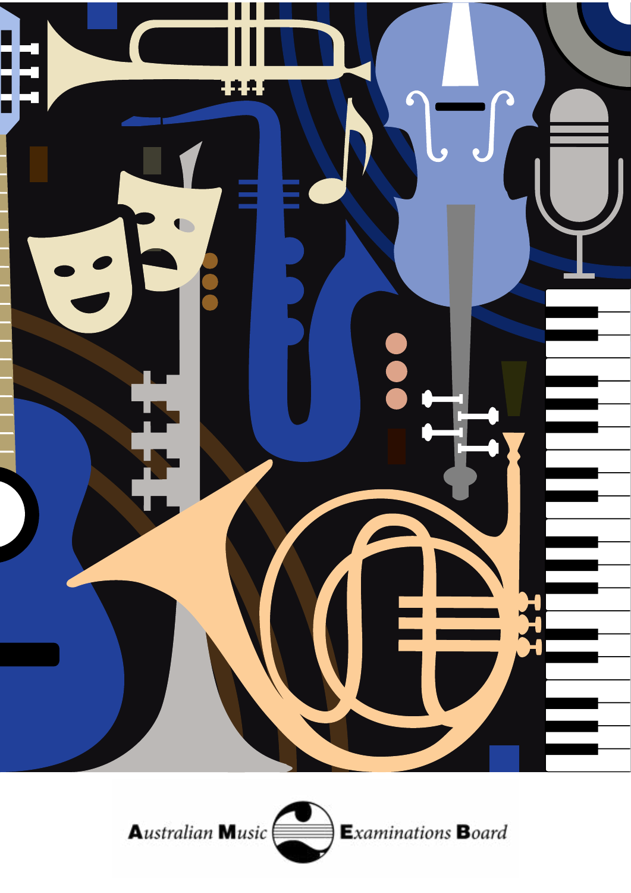Australian Music Examinations Board